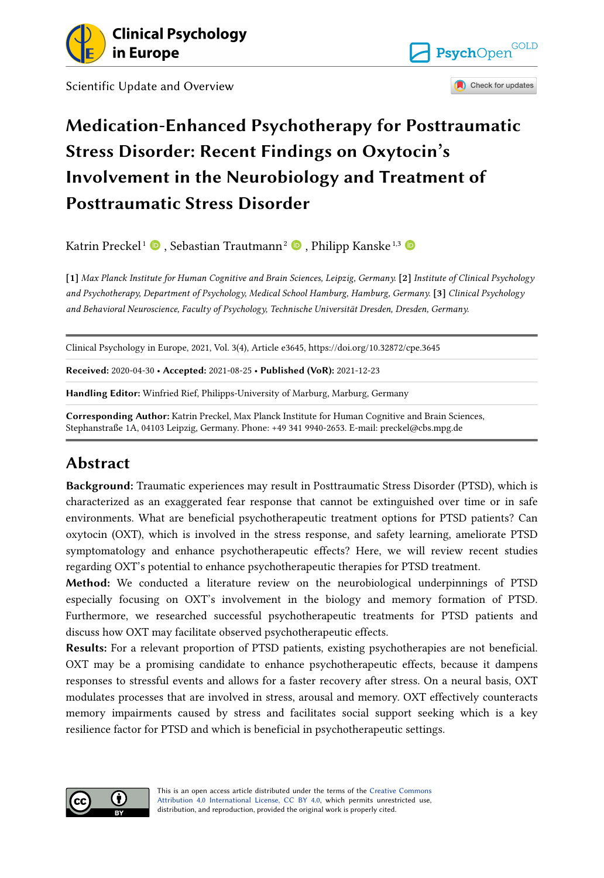Clinical Psychology in Europe

Scientific Update and Overview

# Medication-Enhanced Psychotherapy for Posttraumatic Stress Disorder: Recent Findings on Oxytocin's Involvement in the Neurobiology and Treatment of Posttraumatic Stress Disorder

Katrin Preckel[1], Sebastian Trautmann[2], Philipp Kanske[1,3]

**[1]** *Max Planck Institute for Human Cognitive and Brain Sciences, Leipzig, Germany.* **[2]** *Institute of Clinical Psychology and Psychotherapy, Department of Psychology, Medical School Hamburg, Hamburg, Germany.* **[3]** *Clinical Psychology and Behavioral Neuroscience, Faculty of Psychology, Technische Universität Dresden, Dresden, Germany.*

Clinical Psychology in Europe, 2021, Vol. 3(4), Article e3645, https://doi.org/10.32872/cpe.3645

**Received:** 2020-04-30 • **Accepted:** 2021-08-25 • **Published (VoR):** 2021-12-23

**Handling Editor:** Winfried Rief, Philipps-University of Marburg, Marburg, Germany

**Corresponding Author:** Katrin Preckel, Max Planck Institute for Human Cognitive and Brain Sciences, Stephanstraße 1A, 04103 Leipzig, Germany. Phone: +49 341 9940-2653. E-mail: preckel@cbs.mpg.de

## Abstract

**Background:** Traumatic experiences may result in Posttraumatic Stress Disorder (PTSD), which is characterized as an exaggerated fear response that cannot be extinguished over time or in safe environments. What are beneficial psychotherapeutic treatment options for PTSD patients? Can oxytocin (OXT), which is involved in the stress response, and safety learning, ameliorate PTSD symptomatology and enhance psychotherapeutic effects? Here, we will review recent studies regarding OXT's potential to enhance psychotherapeutic therapies for PTSD treatment.

**Method:** We conducted a literature review on the neurobiological underpinnings of PTSD especially focusing on OXT's involvement in the biology and memory formation of PTSD. Furthermore, we researched successful psychotherapeutic treatments for PTSD patients and discuss how OXT may facilitate observed psychotherapeutic effects.

**Results:** For a relevant proportion of PTSD patients, existing psychotherapies are not beneficial. OXT may be a promising candidate to enhance psychotherapeutic effects, because it dampens responses to stressful events and allows for a faster recovery after stress. On a neural basis, OXT modulates processes that are involved in stress, arousal and memory. OXT effectively counteracts memory impairments caused by stress and facilitates social support seeking which is a key resilience factor for PTSD and which is beneficial in psychotherapeutic settings.

This is an open access article distributed under the terms of the Creative Commons Attribution 4.0 International License, CC BY 4.0, which permits unrestricted use, distribution, and reproduction, provided the original work is properly cited.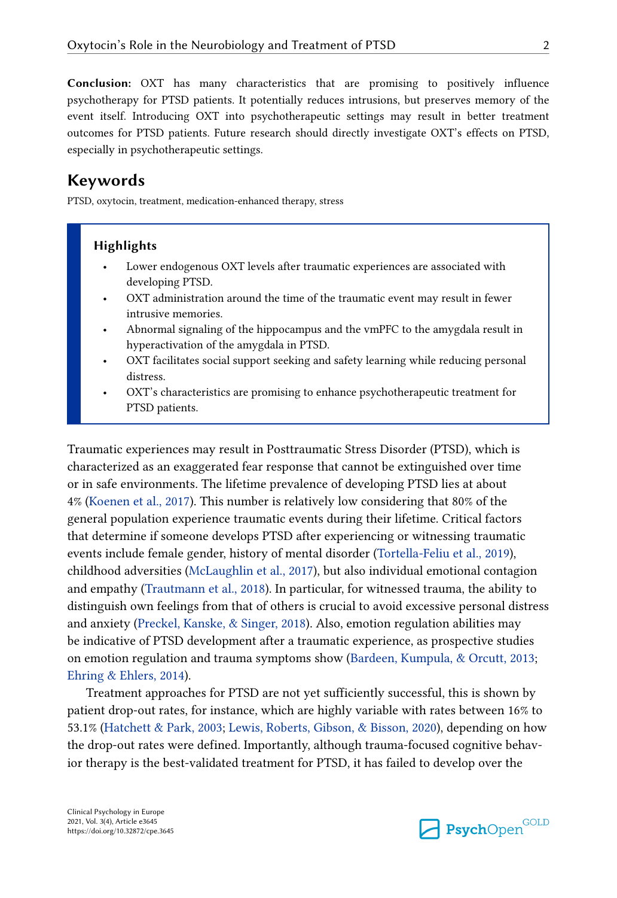**Conclusion:** OXT has many characteristics that are promising to positively influence psychotherapy for PTSD patients. It potentially reduces intrusions, but preserves memory of the event itself. Introducing OXT into psychotherapeutic settings may result in better treatment outcomes for PTSD patients. Future research should directly investigate OXT's effects on PTSD, especially in psychotherapeutic settings.

## Keywords

PTSD, oxytocin, treatment, medication-enhanced therapy, stress

> **Highlights**
>
> - Lower endogenous OXT levels after traumatic experiences are associated with developing PTSD.
> - OXT administration around the time of the traumatic event may result in fewer intrusive memories.
> - Abnormal signaling of the hippocampus and the vmPFC to the amygdala result in hyperactivation of the amygdala in PTSD.
> - OXT facilitates social support seeking and safety learning while reducing personal distress.
> - OXT's characteristics are promising to enhance psychotherapeutic treatment for PTSD patients.

Traumatic experiences may result in Posttraumatic Stress Disorder (PTSD), which is characterized as an exaggerated fear response that cannot be extinguished over time or in safe environments. The lifetime prevalence of developing PTSD lies at about 4% (Koenen et al., 2017). This number is relatively low considering that 80% of the general population experience traumatic events during their lifetime. Critical factors that determine if someone develops PTSD after experiencing or witnessing traumatic events include female gender, history of mental disorder (Tortella-Feliu et al., 2019), childhood adversities (McLaughlin et al., 2017), but also individual emotional contagion and empathy (Trautmann et al., 2018). In particular, for witnessed trauma, the ability to distinguish own feelings from that of others is crucial to avoid excessive personal distress and anxiety (Preckel, Kanske, & Singer, 2018). Also, emotion regulation abilities may be indicative of PTSD development after a traumatic experience, as prospective studies on emotion regulation and trauma symptoms show (Bardeen, Kumpula, & Orcutt, 2013; Ehring & Ehlers, 2014).

Treatment approaches for PTSD are not yet sufficiently successful, this is shown by patient drop-out rates, for instance, which are highly variable with rates between 16% to 53.1% (Hatchett & Park, 2003; Lewis, Roberts, Gibson, & Bisson, 2020), depending on how the drop-out rates were defined. Importantly, although trauma-focused cognitive behavior therapy is the best-validated treatment for PTSD, it has failed to develop over the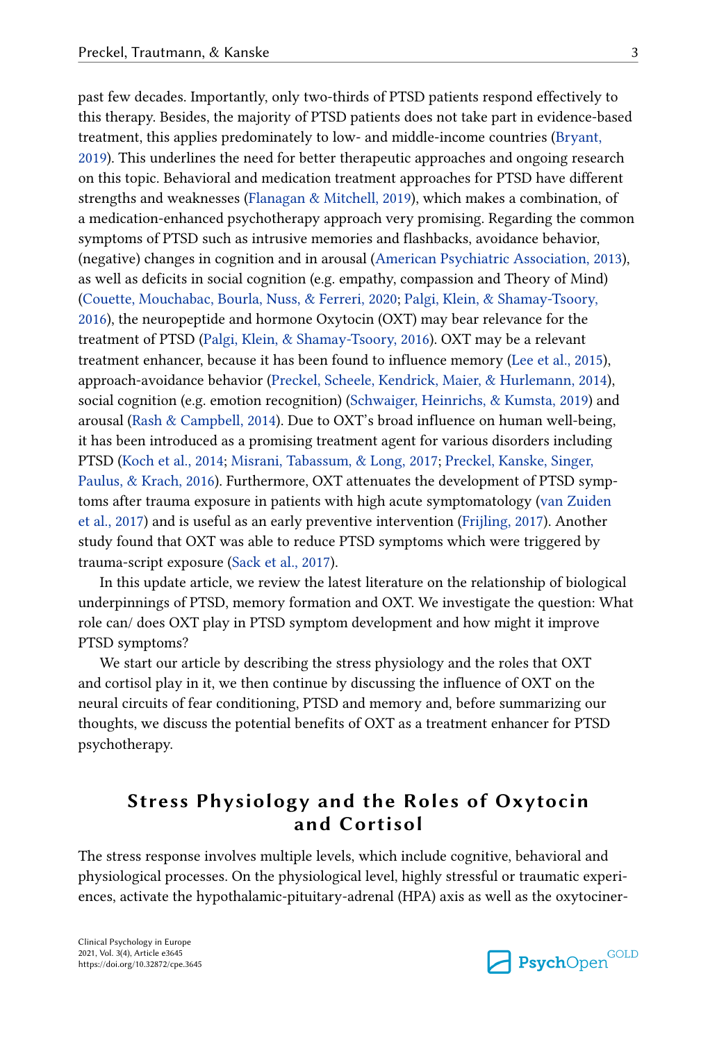past few decades. Importantly, only two-thirds of PTSD patients respond effectively to this therapy. Besides, the majority of PTSD patients does not take part in evidence-based treatment, this applies predominately to low- and middle-income countries (Bryant, 2019). This underlines the need for better therapeutic approaches and ongoing research on this topic. Behavioral and medication treatment approaches for PTSD have different strengths and weaknesses (Flanagan & Mitchell, 2019), which makes a combination, of a medication-enhanced psychotherapy approach very promising. Regarding the common symptoms of PTSD such as intrusive memories and flashbacks, avoidance behavior, (negative) changes in cognition and in arousal (American Psychiatric Association, 2013), as well as deficits in social cognition (e.g. empathy, compassion and Theory of Mind) (Couette, Mouchabac, Bourla, Nuss, & Ferreri, 2020; Palgi, Klein, & Shamay-Tsoory, 2016), the neuropeptide and hormone Oxytocin (OXT) may bear relevance for the treatment of PTSD (Palgi, Klein, & Shamay-Tsoory, 2016). OXT may be a relevant treatment enhancer, because it has been found to influence memory (Lee et al., 2015), approach-avoidance behavior (Preckel, Scheele, Kendrick, Maier, & Hurlemann, 2014), social cognition (e.g. emotion recognition) (Schwaiger, Heinrichs, & Kumsta, 2019) and arousal (Rash & Campbell, 2014). Due to OXT's broad influence on human well-being, it has been introduced as a promising treatment agent for various disorders including PTSD (Koch et al., 2014; Misrani, Tabassum, & Long, 2017; Preckel, Kanske, Singer, Paulus, & Krach, 2016). Furthermore, OXT attenuates the development of PTSD symptoms after trauma exposure in patients with high acute symptomatology (van Zuiden et al., 2017) and is useful as an early preventive intervention (Frijling, 2017). Another study found that OXT was able to reduce PTSD symptoms which were triggered by trauma-script exposure (Sack et al., 2017).

In this update article, we review the latest literature on the relationship of biological underpinnings of PTSD, memory formation and OXT. We investigate the question: What role can/ does OXT play in PTSD symptom development and how might it improve PTSD symptoms?

We start our article by describing the stress physiology and the roles that OXT and cortisol play in it, we then continue by discussing the influence of OXT on the neural circuits of fear conditioning, PTSD and memory and, before summarizing our thoughts, we discuss the potential benefits of OXT as a treatment enhancer for PTSD psychotherapy.

## Stress Physiology and the Roles of Oxytocin and Cortisol

The stress response involves multiple levels, which include cognitive, behavioral and physiological processes. On the physiological level, highly stressful or traumatic experiences, activate the hypothalamic-pituitary-adrenal (HPA) axis as well as the oxytociner-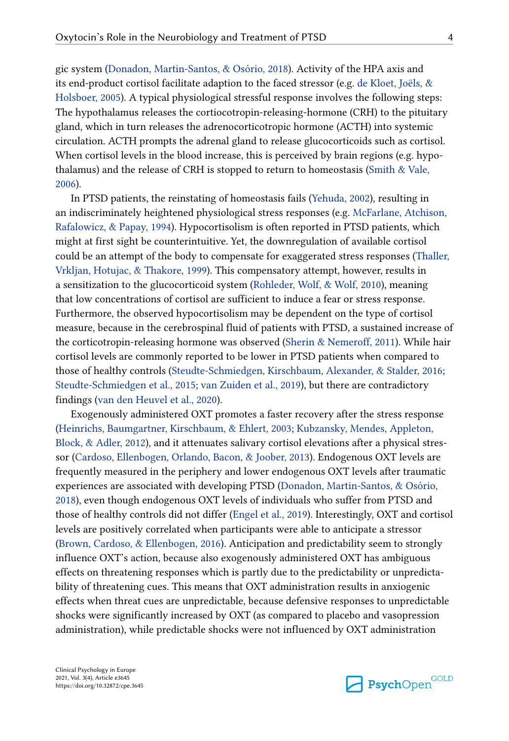gic system (Donadon, Martin-Santos, & Osório, 2018). Activity of the HPA axis and its end-product cortisol facilitate adaption to the faced stressor (e.g. de Kloet, Joëls, & Holsboer, 2005). A typical physiological stressful response involves the following steps: The hypothalamus releases the corticotropin-releasing-hormone (CRH) to the pituitary gland, which in turn releases the adrenocorticotropic hormone (ACTH) into systemic circulation. ACTH prompts the adrenal gland to release glucocorticoids such as cortisol. When cortisol levels in the blood increase, this is perceived by brain regions (e.g. hypothalamus) and the release of CRH is stopped to return to homeostasis (Smith & Vale, 2006).

In PTSD patients, the reinstating of homeostasis fails (Yehuda, 2002), resulting in an indiscriminately heightened physiological stress responses (e.g. McFarlane, Atchison, Rafalowicz, & Papay, 1994). Hypocortisolism is often reported in PTSD patients, which might at first sight be counterintuitive. Yet, the downregulation of available cortisol could be an attempt of the body to compensate for exaggerated stress responses (Thaller, Vrkljan, Hotujac, & Thakore, 1999). This compensatory attempt, however, results in a sensitization to the glucocorticoid system (Rohleder, Wolf, & Wolf, 2010), meaning that low concentrations of cortisol are sufficient to induce a fear or stress response. Furthermore, the observed hypocortisolism may be dependent on the type of cortisol measure, because in the cerebrospinal fluid of patients with PTSD, a sustained increase of the corticotropin-releasing hormone was observed (Sherin & Nemeroff, 2011). While hair cortisol levels are commonly reported to be lower in PTSD patients when compared to those of healthy controls (Steudte-Schmiedgen, Kirschbaum, Alexander, & Stalder, 2016; Steudte-Schmiedgen et al., 2015; van Zuiden et al., 2019), but there are contradictory findings (van den Heuvel et al., 2020).

Exogenously administered OXT promotes a faster recovery after the stress response (Heinrichs, Baumgartner, Kirschbaum, & Ehlert, 2003; Kubzansky, Mendes, Appleton, Block, & Adler, 2012), and it attenuates salivary cortisol elevations after a physical stressor (Cardoso, Ellenbogen, Orlando, Bacon, & Joober, 2013). Endogenous OXT levels are frequently measured in the periphery and lower endogenous OXT levels after traumatic experiences are associated with developing PTSD (Donadon, Martin-Santos, & Osório, 2018), even though endogenous OXT levels of individuals who suffer from PTSD and those of healthy controls did not differ (Engel et al., 2019). Interestingly, OXT and cortisol levels are positively correlated when participants were able to anticipate a stressor (Brown, Cardoso, & Ellenbogen, 2016). Anticipation and predictability seem to strongly influence OXT's action, because also exogenously administered OXT has ambiguous effects on threatening responses which is partly due to the predictability or unpredictability of threatening cues. This means that OXT administration results in anxiogenic effects when threat cues are unpredictable, because defensive responses to unpredictable shocks were significantly increased by OXT (as compared to placebo and vasopression administration), while predictable shocks were not influenced by OXT administration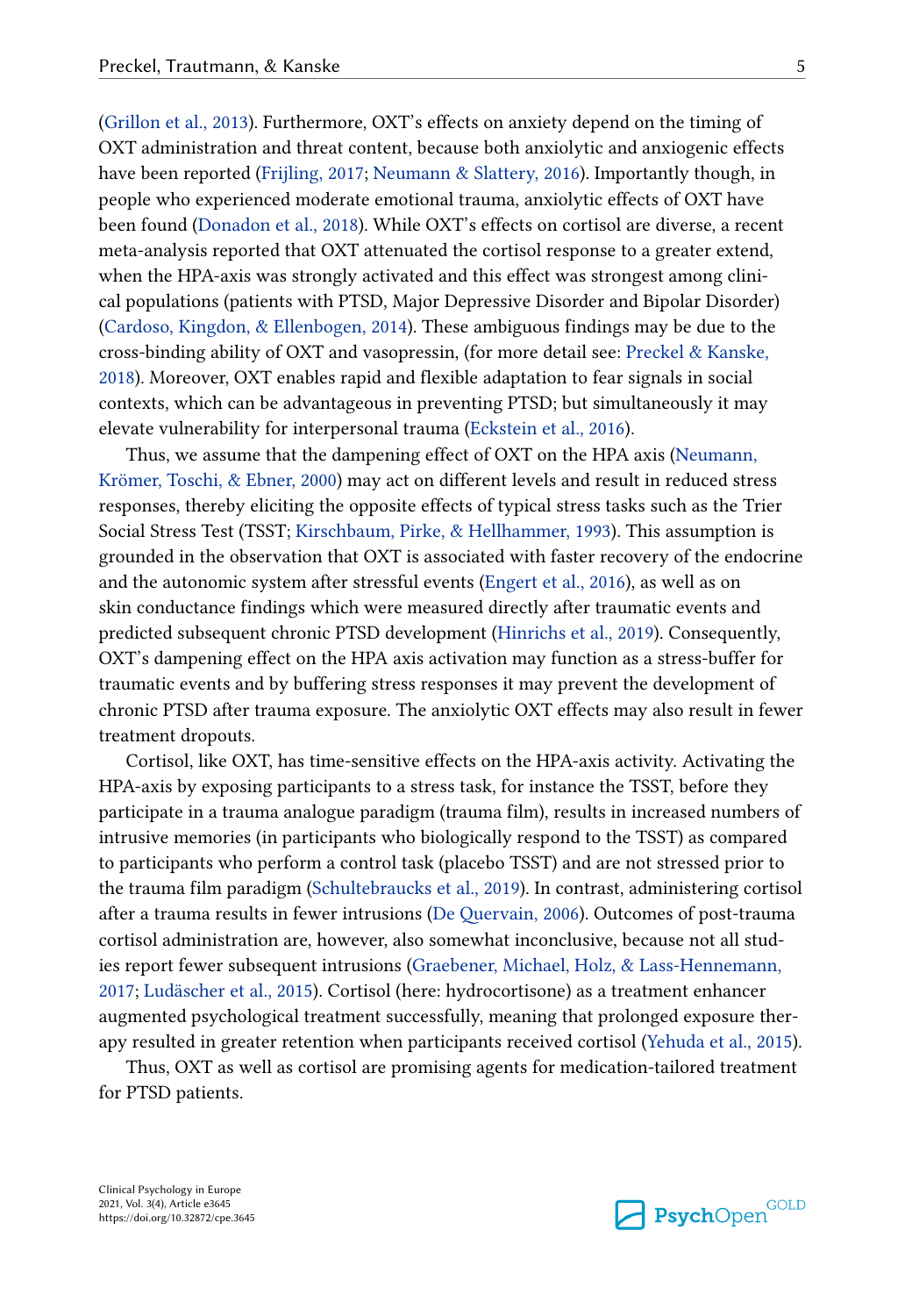(Grillon et al., 2013). Furthermore, OXT's effects on anxiety depend on the timing of OXT administration and threat content, because both anxiolytic and anxiogenic effects have been reported (Frijling, 2017; Neumann & Slattery, 2016). Importantly though, in people who experienced moderate emotional trauma, anxiolytic effects of OXT have been found (Donadon et al., 2018). While OXT's effects on cortisol are diverse, a recent meta-analysis reported that OXT attenuated the cortisol response to a greater extend, when the HPA-axis was strongly activated and this effect was strongest among clinical populations (patients with PTSD, Major Depressive Disorder and Bipolar Disorder) (Cardoso, Kingdon, & Ellenbogen, 2014). These ambiguous findings may be due to the cross-binding ability of OXT and vasopressin, (for more detail see: Preckel & Kanske, 2018). Moreover, OXT enables rapid and flexible adaptation to fear signals in social contexts, which can be advantageous in preventing PTSD; but simultaneously it may elevate vulnerability for interpersonal trauma (Eckstein et al., 2016).

Thus, we assume that the dampening effect of OXT on the HPA axis (Neumann, Krömer, Toschi, & Ebner, 2000) may act on different levels and result in reduced stress responses, thereby eliciting the opposite effects of typical stress tasks such as the Trier Social Stress Test (TSST; Kirschbaum, Pirke, & Hellhammer, 1993). This assumption is grounded in the observation that OXT is associated with faster recovery of the endocrine and the autonomic system after stressful events (Engert et al., 2016), as well as on skin conductance findings which were measured directly after traumatic events and predicted subsequent chronic PTSD development (Hinrichs et al., 2019). Consequently, OXT's dampening effect on the HPA axis activation may function as a stress-buffer for traumatic events and by buffering stress responses it may prevent the development of chronic PTSD after trauma exposure. The anxiolytic OXT effects may also result in fewer treatment dropouts.

Cortisol, like OXT, has time-sensitive effects on the HPA-axis activity. Activating the HPA-axis by exposing participants to a stress task, for instance the TSST, before they participate in a trauma analogue paradigm (trauma film), results in increased numbers of intrusive memories (in participants who biologically respond to the TSST) as compared to participants who perform a control task (placebo TSST) and are not stressed prior to the trauma film paradigm (Schultebraucks et al., 2019). In contrast, administering cortisol after a trauma results in fewer intrusions (De Quervain, 2006). Outcomes of post-trauma cortisol administration are, however, also somewhat inconclusive, because not all studies report fewer subsequent intrusions (Graebener, Michael, Holz, & Lass-Hennemann, 2017; Ludäscher et al., 2015). Cortisol (here: hydrocortisone) as a treatment enhancer augmented psychological treatment successfully, meaning that prolonged exposure therapy resulted in greater retention when participants received cortisol (Yehuda et al., 2015).

Thus, OXT as well as cortisol are promising agents for medication-tailored treatment for PTSD patients.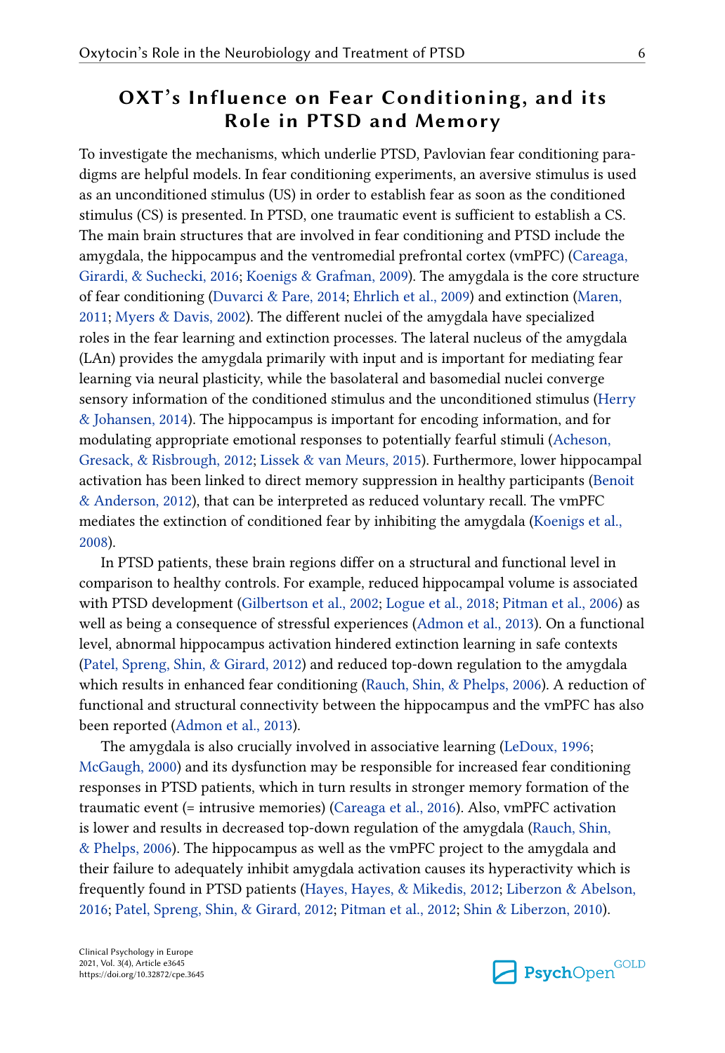## OXT's Influence on Fear Conditioning, and its Role in PTSD and Memory

To investigate the mechanisms, which underlie PTSD, Pavlovian fear conditioning paradigms are helpful models. In fear conditioning experiments, an aversive stimulus is used as an unconditioned stimulus (US) in order to establish fear as soon as the conditioned stimulus (CS) is presented. In PTSD, one traumatic event is sufficient to establish a CS. The main brain structures that are involved in fear conditioning and PTSD include the amygdala, the hippocampus and the ventromedial prefrontal cortex (vmPFC) (Careaga, Girardi, & Suchecki, 2016; Koenigs & Grafman, 2009). The amygdala is the core structure of fear conditioning (Duvarci & Pare, 2014; Ehrlich et al., 2009) and extinction (Maren, 2011; Myers & Davis, 2002). The different nuclei of the amygdala have specialized roles in the fear learning and extinction processes. The lateral nucleus of the amygdala (LAn) provides the amygdala primarily with input and is important for mediating fear learning via neural plasticity, while the basolateral and basomedial nuclei converge sensory information of the conditioned stimulus and the unconditioned stimulus (Herry & Johansen, 2014). The hippocampus is important for encoding information, and for modulating appropriate emotional responses to potentially fearful stimuli (Acheson, Gresack, & Risbrough, 2012; Lissek & van Meurs, 2015). Furthermore, lower hippocampal activation has been linked to direct memory suppression in healthy participants (Benoit & Anderson, 2012), that can be interpreted as reduced voluntary recall. The vmPFC mediates the extinction of conditioned fear by inhibiting the amygdala (Koenigs et al., 2008).

In PTSD patients, these brain regions differ on a structural and functional level in comparison to healthy controls. For example, reduced hippocampal volume is associated with PTSD development (Gilbertson et al., 2002; Logue et al., 2018; Pitman et al., 2006) as well as being a consequence of stressful experiences (Admon et al., 2013). On a functional level, abnormal hippocampus activation hindered extinction learning in safe contexts (Patel, Spreng, Shin, & Girard, 2012) and reduced top-down regulation to the amygdala which results in enhanced fear conditioning (Rauch, Shin, & Phelps, 2006). A reduction of functional and structural connectivity between the hippocampus and the vmPFC has also been reported (Admon et al., 2013).

The amygdala is also crucially involved in associative learning (LeDoux, 1996; McGaugh, 2000) and its dysfunction may be responsible for increased fear conditioning responses in PTSD patients, which in turn results in stronger memory formation of the traumatic event (= intrusive memories) (Careaga et al., 2016). Also, vmPFC activation is lower and results in decreased top-down regulation of the amygdala (Rauch, Shin, & Phelps, 2006). The hippocampus as well as the vmPFC project to the amygdala and their failure to adequately inhibit amygdala activation causes its hyperactivity which is frequently found in PTSD patients (Hayes, Hayes, & Mikedis, 2012; Liberzon & Abelson, 2016; Patel, Spreng, Shin, & Girard, 2012; Pitman et al., 2012; Shin & Liberzon, 2010).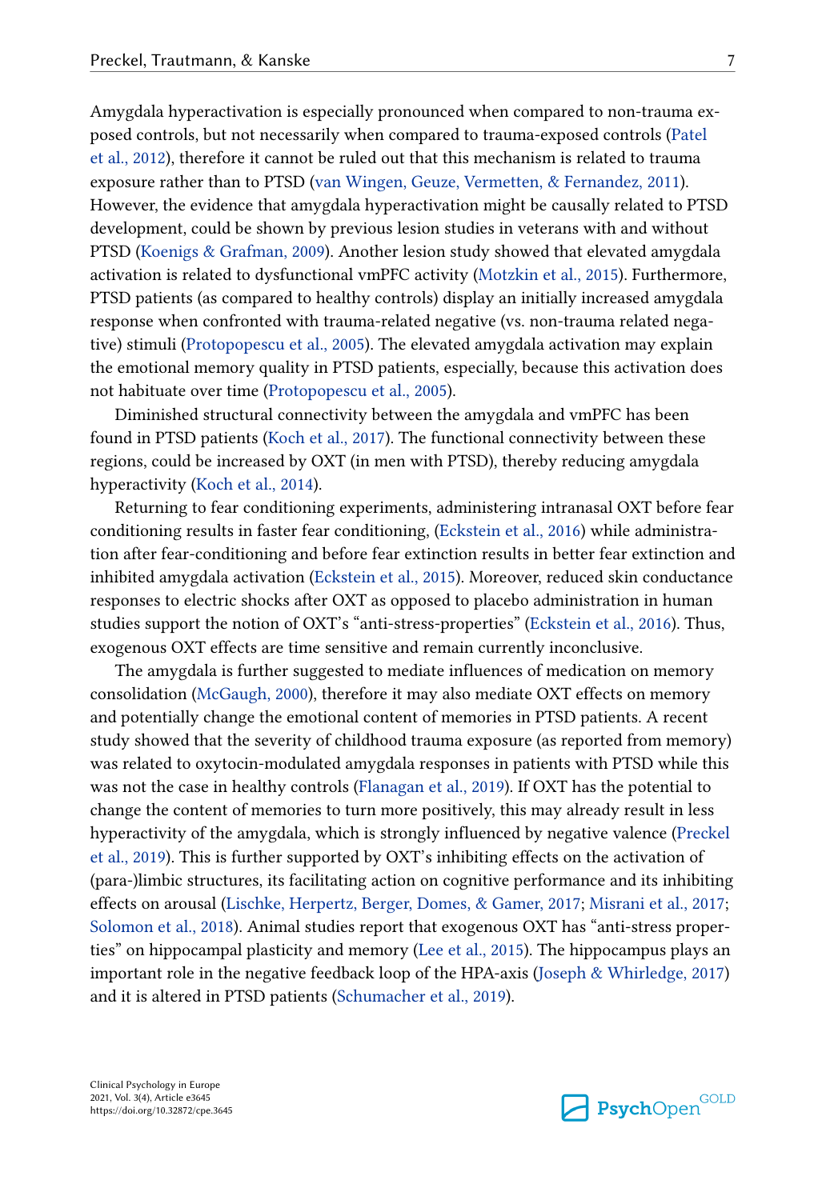Amygdala hyperactivation is especially pronounced when compared to non-trauma exposed controls, but not necessarily when compared to trauma-exposed controls (Patel et al., 2012), therefore it cannot be ruled out that this mechanism is related to trauma exposure rather than to PTSD (van Wingen, Geuze, Vermetten, & Fernandez, 2011). However, the evidence that amygdala hyperactivation might be causally related to PTSD development, could be shown by previous lesion studies in veterans with and without PTSD (Koenigs & Grafman, 2009). Another lesion study showed that elevated amygdala activation is related to dysfunctional vmPFC activity (Motzkin et al., 2015). Furthermore, PTSD patients (as compared to healthy controls) display an initially increased amygdala response when confronted with trauma-related negative (vs. non-trauma related negative) stimuli (Protopopescu et al., 2005). The elevated amygdala activation may explain the emotional memory quality in PTSD patients, especially, because this activation does not habituate over time (Protopopescu et al., 2005).

Diminished structural connectivity between the amygdala and vmPFC has been found in PTSD patients (Koch et al., 2017). The functional connectivity between these regions, could be increased by OXT (in men with PTSD), thereby reducing amygdala hyperactivity (Koch et al., 2014).

Returning to fear conditioning experiments, administering intranasal OXT before fear conditioning results in faster fear conditioning, (Eckstein et al., 2016) while administration after fear-conditioning and before fear extinction results in better fear extinction and inhibited amygdala activation (Eckstein et al., 2015). Moreover, reduced skin conductance responses to electric shocks after OXT as opposed to placebo administration in human studies support the notion of OXT's "anti-stress-properties" (Eckstein et al., 2016). Thus, exogenous OXT effects are time sensitive and remain currently inconclusive.

The amygdala is further suggested to mediate influences of medication on memory consolidation (McGaugh, 2000), therefore it may also mediate OXT effects on memory and potentially change the emotional content of memories in PTSD patients. A recent study showed that the severity of childhood trauma exposure (as reported from memory) was related to oxytocin-modulated amygdala responses in patients with PTSD while this was not the case in healthy controls (Flanagan et al., 2019). If OXT has the potential to change the content of memories to turn more positively, this may already result in less hyperactivity of the amygdala, which is strongly influenced by negative valence (Preckel et al., 2019). This is further supported by OXT's inhibiting effects on the activation of (para-)limbic structures, its facilitating action on cognitive performance and its inhibiting effects on arousal (Lischke, Herpertz, Berger, Domes, & Gamer, 2017; Misrani et al., 2017; Solomon et al., 2018). Animal studies report that exogenous OXT has "anti-stress properties" on hippocampal plasticity and memory (Lee et al., 2015). The hippocampus plays an important role in the negative feedback loop of the HPA-axis (Joseph & Whirledge, 2017) and it is altered in PTSD patients (Schumacher et al., 2019).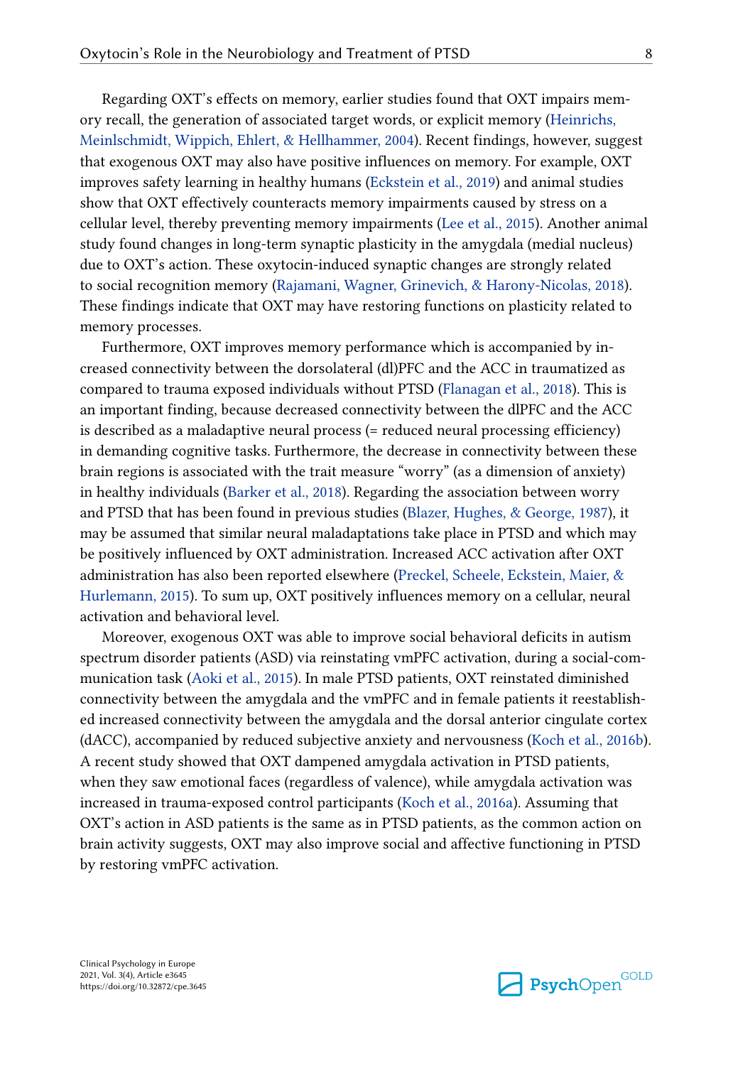Regarding OXT's effects on memory, earlier studies found that OXT impairs memory recall, the generation of associated target words, or explicit memory (Heinrichs, Meinlschmidt, Wippich, Ehlert, & Hellhammer, 2004). Recent findings, however, suggest that exogenous OXT may also have positive influences on memory. For example, OXT improves safety learning in healthy humans (Eckstein et al., 2019) and animal studies show that OXT effectively counteracts memory impairments caused by stress on a cellular level, thereby preventing memory impairments (Lee et al., 2015). Another animal study found changes in long-term synaptic plasticity in the amygdala (medial nucleus) due to OXT's action. These oxytocin-induced synaptic changes are strongly related to social recognition memory (Rajamani, Wagner, Grinevich, & Harony-Nicolas, 2018). These findings indicate that OXT may have restoring functions on plasticity related to memory processes.

Furthermore, OXT improves memory performance which is accompanied by increased connectivity between the dorsolateral (dl)PFC and the ACC in traumatized as compared to trauma exposed individuals without PTSD (Flanagan et al., 2018). This is an important finding, because decreased connectivity between the dlPFC and the ACC is described as a maladaptive neural process (= reduced neural processing efficiency) in demanding cognitive tasks. Furthermore, the decrease in connectivity between these brain regions is associated with the trait measure "worry" (as a dimension of anxiety) in healthy individuals (Barker et al., 2018). Regarding the association between worry and PTSD that has been found in previous studies (Blazer, Hughes, & George, 1987), it may be assumed that similar neural maladaptations take place in PTSD and which may be positively influenced by OXT administration. Increased ACC activation after OXT administration has also been reported elsewhere (Preckel, Scheele, Eckstein, Maier, & Hurlemann, 2015). To sum up, OXT positively influences memory on a cellular, neural activation and behavioral level.

Moreover, exogenous OXT was able to improve social behavioral deficits in autism spectrum disorder patients (ASD) via reinstating vmPFC activation, during a social-communication task (Aoki et al., 2015). In male PTSD patients, OXT reinstated diminished connectivity between the amygdala and the vmPFC and in female patients it reestablished increased connectivity between the amygdala and the dorsal anterior cingulate cortex (dACC), accompanied by reduced subjective anxiety and nervousness (Koch et al., 2016b). A recent study showed that OXT dampened amygdala activation in PTSD patients, when they saw emotional faces (regardless of valence), while amygdala activation was increased in trauma-exposed control participants (Koch et al., 2016a). Assuming that OXT's action in ASD patients is the same as in PTSD patients, as the common action on brain activity suggests, OXT may also improve social and affective functioning in PTSD by restoring vmPFC activation.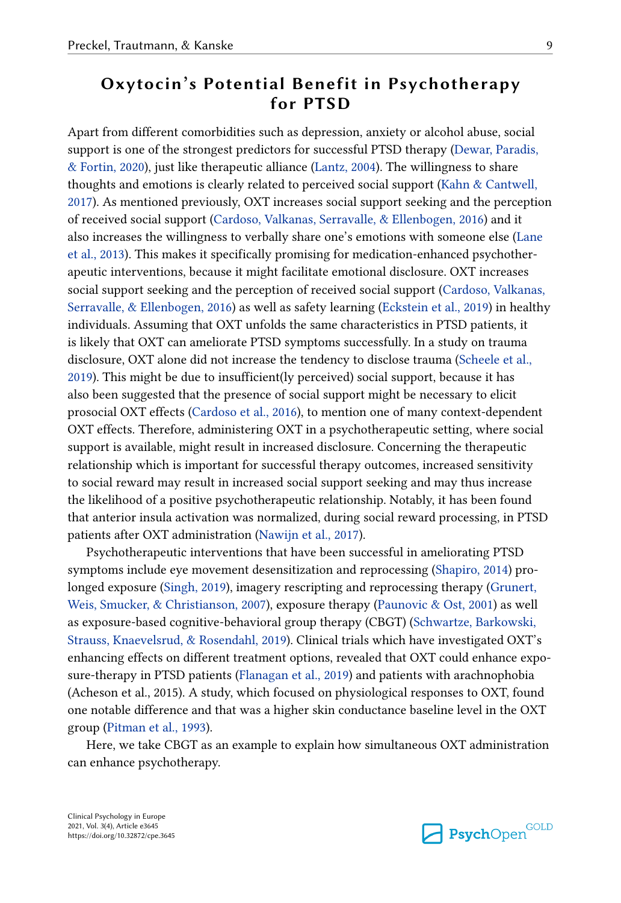## Oxytocin's Potential Benefit in Psychotherapy for PTSD

Apart from different comorbidities such as depression, anxiety or alcohol abuse, social support is one of the strongest predictors for successful PTSD therapy (Dewar, Paradis, & Fortin, 2020), just like therapeutic alliance (Lantz, 2004). The willingness to share thoughts and emotions is clearly related to perceived social support (Kahn & Cantwell, 2017). As mentioned previously, OXT increases social support seeking and the perception of received social support (Cardoso, Valkanas, Serravalle, & Ellenbogen, 2016) and it also increases the willingness to verbally share one's emotions with someone else (Lane et al., 2013). This makes it specifically promising for medication-enhanced psychotherapeutic interventions, because it might facilitate emotional disclosure. OXT increases social support seeking and the perception of received social support (Cardoso, Valkanas, Serravalle, & Ellenbogen, 2016) as well as safety learning (Eckstein et al., 2019) in healthy individuals. Assuming that OXT unfolds the same characteristics in PTSD patients, it is likely that OXT can ameliorate PTSD symptoms successfully. In a study on trauma disclosure, OXT alone did not increase the tendency to disclose trauma (Scheele et al., 2019). This might be due to insufficient(ly perceived) social support, because it has also been suggested that the presence of social support might be necessary to elicit prosocial OXT effects (Cardoso et al., 2016), to mention one of many context-dependent OXT effects. Therefore, administering OXT in a psychotherapeutic setting, where social support is available, might result in increased disclosure. Concerning the therapeutic relationship which is important for successful therapy outcomes, increased sensitivity to social reward may result in increased social support seeking and may thus increase the likelihood of a positive psychotherapeutic relationship. Notably, it has been found that anterior insula activation was normalized, during social reward processing, in PTSD patients after OXT administration (Nawijn et al., 2017).

Psychotherapeutic interventions that have been successful in ameliorating PTSD symptoms include eye movement desensitization and reprocessing (Shapiro, 2014) prolonged exposure (Singh, 2019), imagery rescripting and reprocessing therapy (Grunert, Weis, Smucker, & Christianson, 2007), exposure therapy (Paunovic & Ost, 2001) as well as exposure-based cognitive-behavioral group therapy (CBGT) (Schwartze, Barkowski, Strauss, Knaevelsrud, & Rosendahl, 2019). Clinical trials which have investigated OXT's enhancing effects on different treatment options, revealed that OXT could enhance exposure-therapy in PTSD patients (Flanagan et al., 2019) and patients with arachnophobia (Acheson et al., 2015). A study, which focused on physiological responses to OXT, found one notable difference and that was a higher skin conductance baseline level in the OXT group (Pitman et al., 1993).

Here, we take CBGT as an example to explain how simultaneous OXT administration can enhance psychotherapy.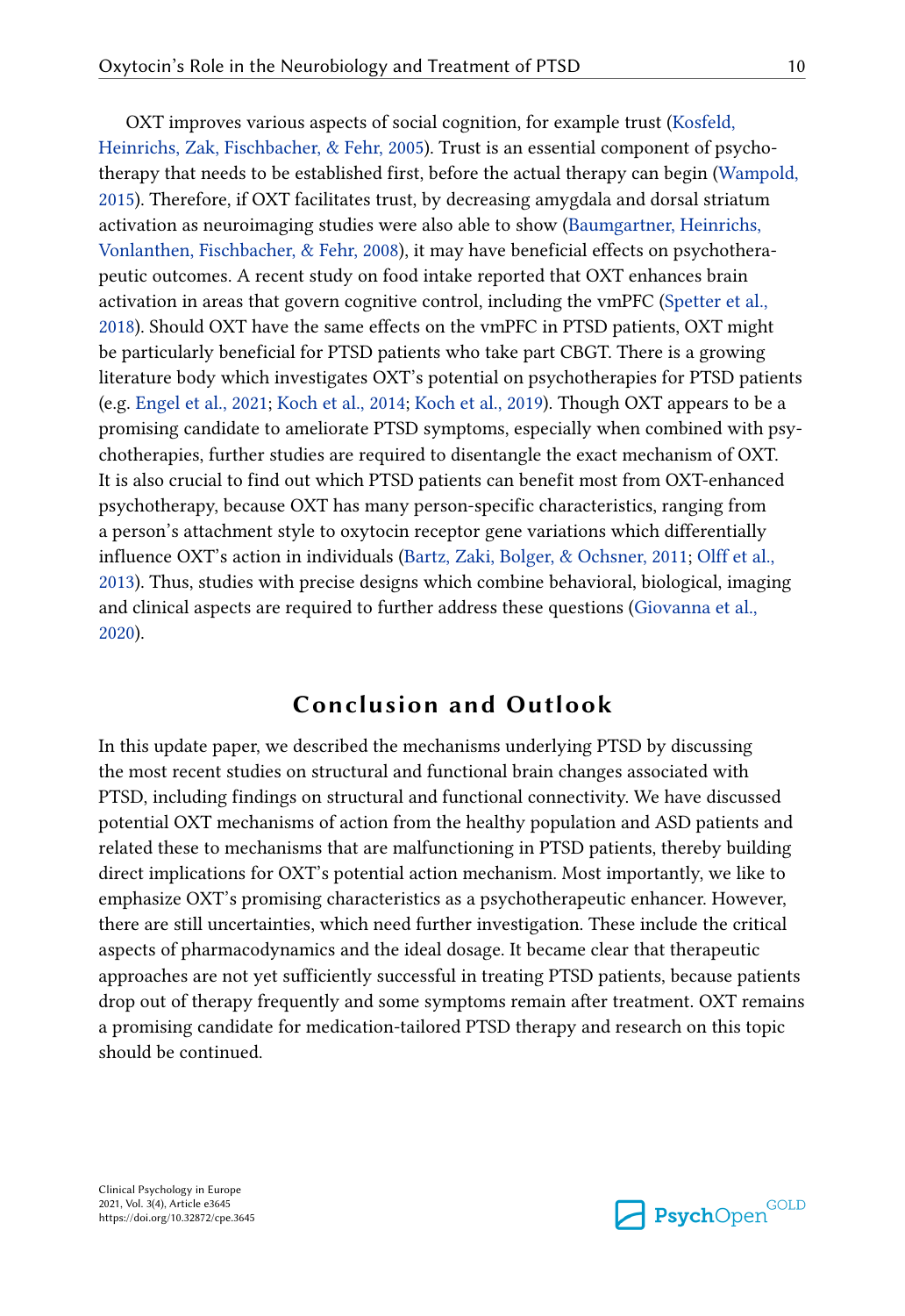OXT improves various aspects of social cognition, for example trust (Kosfeld, Heinrichs, Zak, Fischbacher, & Fehr, 2005). Trust is an essential component of psychotherapy that needs to be established first, before the actual therapy can begin (Wampold, 2015). Therefore, if OXT facilitates trust, by decreasing amygdala and dorsal striatum activation as neuroimaging studies were also able to show (Baumgartner, Heinrichs, Vonlanthen, Fischbacher, & Fehr, 2008), it may have beneficial effects on psychotherapeutic outcomes. A recent study on food intake reported that OXT enhances brain activation in areas that govern cognitive control, including the vmPFC (Spetter et al., 2018). Should OXT have the same effects on the vmPFC in PTSD patients, OXT might be particularly beneficial for PTSD patients who take part CBGT. There is a growing literature body which investigates OXT's potential on psychotherapies for PTSD patients (e.g. Engel et al., 2021; Koch et al., 2014; Koch et al., 2019). Though OXT appears to be a promising candidate to ameliorate PTSD symptoms, especially when combined with psychotherapies, further studies are required to disentangle the exact mechanism of OXT. It is also crucial to find out which PTSD patients can benefit most from OXT-enhanced psychotherapy, because OXT has many person-specific characteristics, ranging from a person's attachment style to oxytocin receptor gene variations which differentially influence OXT's action in individuals (Bartz, Zaki, Bolger, & Ochsner, 2011; Olff et al., 2013). Thus, studies with precise designs which combine behavioral, biological, imaging and clinical aspects are required to further address these questions (Giovanna et al., 2020).

## Conclusion and Outlook

In this update paper, we described the mechanisms underlying PTSD by discussing the most recent studies on structural and functional brain changes associated with PTSD, including findings on structural and functional connectivity. We have discussed potential OXT mechanisms of action from the healthy population and ASD patients and related these to mechanisms that are malfunctioning in PTSD patients, thereby building direct implications for OXT's potential action mechanism. Most importantly, we like to emphasize OXT's promising characteristics as a psychotherapeutic enhancer. However, there are still uncertainties, which need further investigation. These include the critical aspects of pharmacodynamics and the ideal dosage. It became clear that therapeutic approaches are not yet sufficiently successful in treating PTSD patients, because patients drop out of therapy frequently and some symptoms remain after treatment. OXT remains a promising candidate for medication-tailored PTSD therapy and research on this topic should be continued.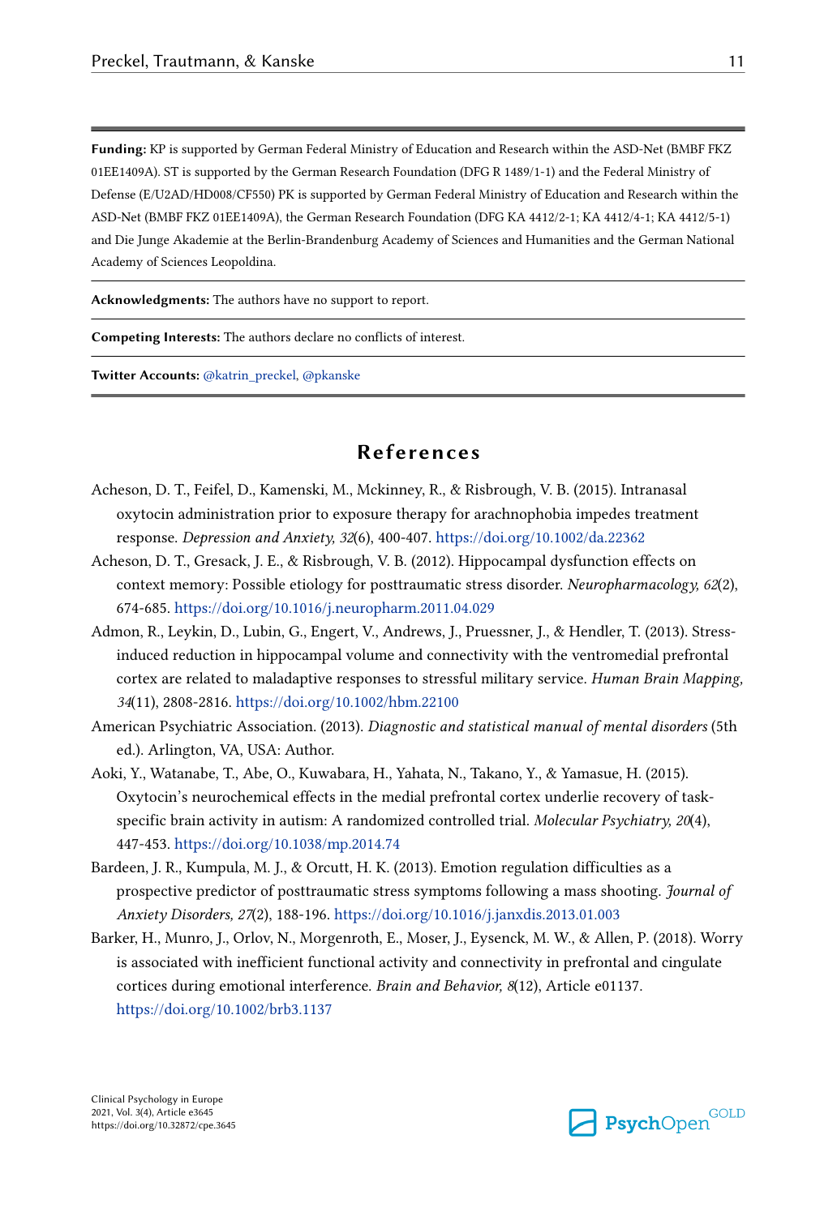**Funding:** KP is supported by German Federal Ministry of Education and Research within the ASD-Net (BMBF FKZ 01EE1409A). ST is supported by the German Research Foundation (DFG R 1489/1-1) and the Federal Ministry of Defense (E/U2AD/HD008/CF550) PK is supported by German Federal Ministry of Education and Research within the ASD-Net (BMBF FKZ 01EE1409A), the German Research Foundation (DFG KA 4412/2-1; KA 4412/4-1; KA 4412/5-1) and Die Junge Akademie at the Berlin-Brandenburg Academy of Sciences and Humanities and the German National Academy of Sciences Leopoldina.

**Acknowledgments:** The authors have no support to report.

**Competing Interests:** The authors declare no conflicts of interest.

**Twitter Accounts:** @katrin_preckel, @pkanske

## References

Acheson, D. T., Feifel, D., Kamenski, M., Mckinney, R., & Risbrough, V. B. (2015). Intranasal oxytocin administration prior to exposure therapy for arachnophobia impedes treatment response. *Depression and Anxiety, 32*(6), 400-407. https://doi.org/10.1002/da.22362

Acheson, D. T., Gresack, J. E., & Risbrough, V. B. (2012). Hippocampal dysfunction effects on context memory: Possible etiology for posttraumatic stress disorder. *Neuropharmacology, 62*(2), 674-685. https://doi.org/10.1016/j.neuropharm.2011.04.029

Admon, R., Leykin, D., Lubin, G., Engert, V., Andrews, J., Pruessner, J., & Hendler, T. (2013). Stress-induced reduction in hippocampal volume and connectivity with the ventromedial prefrontal cortex are related to maladaptive responses to stressful military service. *Human Brain Mapping, 34*(11), 2808-2816. https://doi.org/10.1002/hbm.22100

American Psychiatric Association. (2013). *Diagnostic and statistical manual of mental disorders* (5th ed.). Arlington, VA, USA: Author.

Aoki, Y., Watanabe, T., Abe, O., Kuwabara, H., Yahata, N., Takano, Y., & Yamasue, H. (2015). Oxytocin's neurochemical effects in the medial prefrontal cortex underlie recovery of task-specific brain activity in autism: A randomized controlled trial. *Molecular Psychiatry, 20*(4), 447-453. https://doi.org/10.1038/mp.2014.74

Bardeen, J. R., Kumpula, M. J., & Orcutt, H. K. (2013). Emotion regulation difficulties as a prospective predictor of posttraumatic stress symptoms following a mass shooting. *Journal of Anxiety Disorders, 27*(2), 188-196. https://doi.org/10.1016/j.janxdis.2013.01.003

Barker, H., Munro, J., Orlov, N., Morgenroth, E., Moser, J., Eysenck, M. W., & Allen, P. (2018). Worry is associated with inefficient functional activity and connectivity in prefrontal and cingulate cortices during emotional interference. *Brain and Behavior, 8*(12), Article e01137. https://doi.org/10.1002/brb3.1137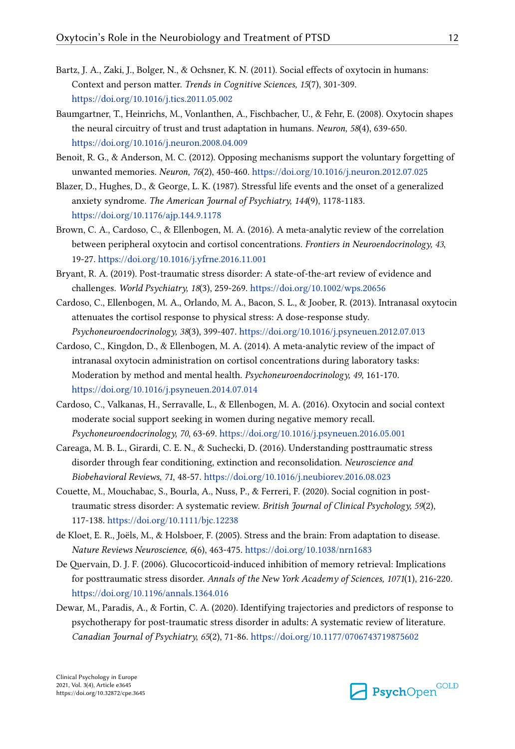Bartz, J. A., Zaki, J., Bolger, N., & Ochsner, K. N. (2011). Social effects of oxytocin in humans: Context and person matter. *Trends in Cognitive Sciences, 15*(7), 301-309. https://doi.org/10.1016/j.tics.2011.05.002

Baumgartner, T., Heinrichs, M., Vonlanthen, A., Fischbacher, U., & Fehr, E. (2008). Oxytocin shapes the neural circuitry of trust and trust adaptation in humans. *Neuron, 58*(4), 639-650. https://doi.org/10.1016/j.neuron.2008.04.009

Benoit, R. G., & Anderson, M. C. (2012). Opposing mechanisms support the voluntary forgetting of unwanted memories. *Neuron, 76*(2), 450-460. https://doi.org/10.1016/j.neuron.2012.07.025

Blazer, D., Hughes, D., & George, L. K. (1987). Stressful life events and the onset of a generalized anxiety syndrome. *The American Journal of Psychiatry, 144*(9), 1178-1183. https://doi.org/10.1176/ajp.144.9.1178

Brown, C. A., Cardoso, C., & Ellenbogen, M. A. (2016). A meta-analytic review of the correlation between peripheral oxytocin and cortisol concentrations. *Frontiers in Neuroendocrinology, 43*, 19-27. https://doi.org/10.1016/j.yfrne.2016.11.001

Bryant, R. A. (2019). Post-traumatic stress disorder: A state-of-the-art review of evidence and challenges. *World Psychiatry, 18*(3), 259-269. https://doi.org/10.1002/wps.20656

Cardoso, C., Ellenbogen, M. A., Orlando, M. A., Bacon, S. L., & Joober, R. (2013). Intranasal oxytocin attenuates the cortisol response to physical stress: A dose-response study. *Psychoneuroendocrinology, 38*(3), 399-407. https://doi.org/10.1016/j.psyneuen.2012.07.013

Cardoso, C., Kingdon, D., & Ellenbogen, M. A. (2014). A meta-analytic review of the impact of intranasal oxytocin administration on cortisol concentrations during laboratory tasks: Moderation by method and mental health. *Psychoneuroendocrinology, 49*, 161-170. https://doi.org/10.1016/j.psyneuen.2014.07.014

Cardoso, C., Valkanas, H., Serravalle, L., & Ellenbogen, M. A. (2016). Oxytocin and social context moderate social support seeking in women during negative memory recall. *Psychoneuroendocrinology, 70*, 63-69. https://doi.org/10.1016/j.psyneuen.2016.05.001

Careaga, M. B. L., Girardi, C. E. N., & Suchecki, D. (2016). Understanding posttraumatic stress disorder through fear conditioning, extinction and reconsolidation. *Neuroscience and Biobehavioral Reviews, 71*, 48-57. https://doi.org/10.1016/j.neubiorev.2016.08.023

Couette, M., Mouchabac, S., Bourla, A., Nuss, P., & Ferreri, F. (2020). Social cognition in post-traumatic stress disorder: A systematic review. *British Journal of Clinical Psychology, 59*(2), 117-138. https://doi.org/10.1111/bjc.12238

de Kloet, E. R., Joëls, M., & Holsboer, F. (2005). Stress and the brain: From adaptation to disease. *Nature Reviews Neuroscience, 6*(6), 463-475. https://doi.org/10.1038/nrn1683

De Quervain, D. J. F. (2006). Glucocorticoid-induced inhibition of memory retrieval: Implications for posttraumatic stress disorder. *Annals of the New York Academy of Sciences, 1071*(1), 216-220. https://doi.org/10.1196/annals.1364.016

Dewar, M., Paradis, A., & Fortin, C. A. (2020). Identifying trajectories and predictors of response to psychotherapy for post-traumatic stress disorder in adults: A systematic review of literature. *Canadian Journal of Psychiatry, 65*(2), 71-86. https://doi.org/10.1177/0706743719875602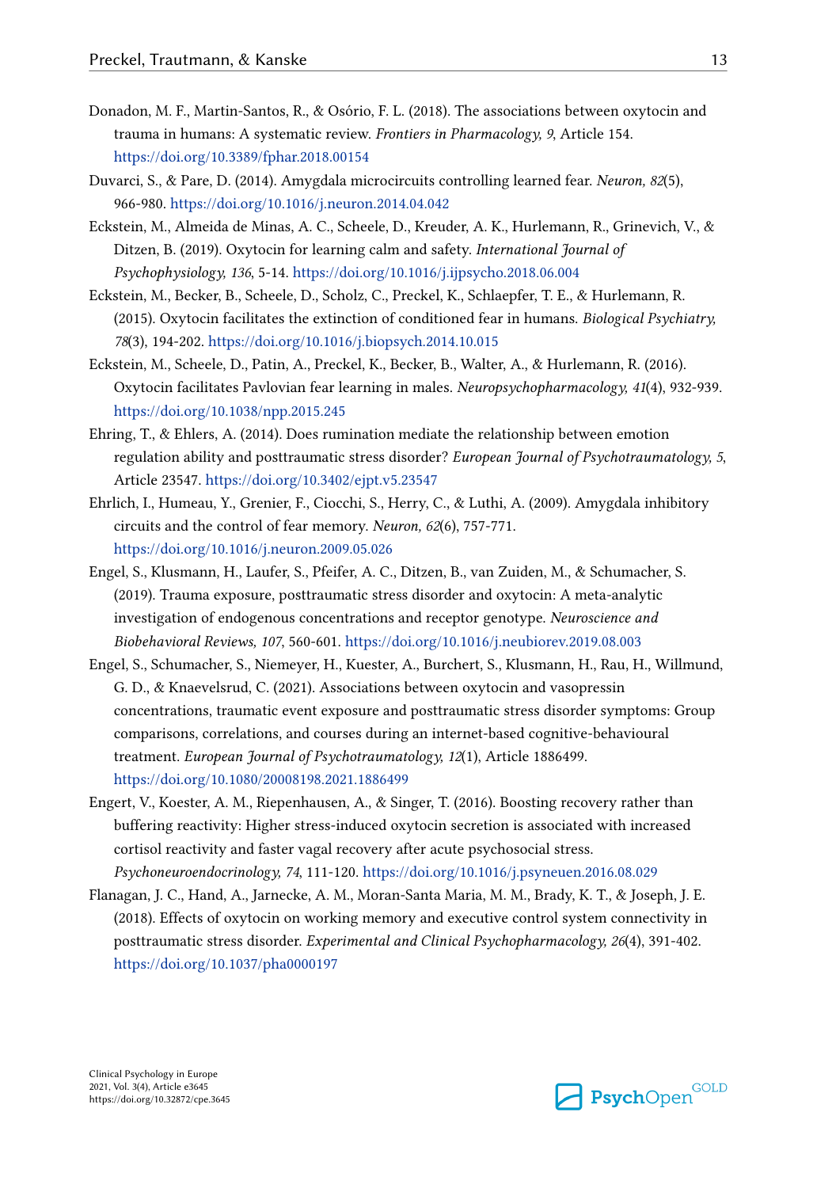Donadon, M. F., Martin-Santos, R., & Osório, F. L. (2018). The associations between oxytocin and trauma in humans: A systematic review. *Frontiers in Pharmacology, 9*, Article 154. https://doi.org/10.3389/fphar.2018.00154

Duvarci, S., & Pare, D. (2014). Amygdala microcircuits controlling learned fear. *Neuron, 82*(5), 966-980. https://doi.org/10.1016/j.neuron.2014.04.042

Eckstein, M., Almeida de Minas, A. C., Scheele, D., Kreuder, A. K., Hurlemann, R., Grinevich, V., & Ditzen, B. (2019). Oxytocin for learning calm and safety. *International Journal of Psychophysiology, 136*, 5-14. https://doi.org/10.1016/j.ijpsycho.2018.06.004

Eckstein, M., Becker, B., Scheele, D., Scholz, C., Preckel, K., Schlaepfer, T. E., & Hurlemann, R. (2015). Oxytocin facilitates the extinction of conditioned fear in humans. *Biological Psychiatry, 78*(3), 194-202. https://doi.org/10.1016/j.biopsych.2014.10.015

Eckstein, M., Scheele, D., Patin, A., Preckel, K., Becker, B., Walter, A., & Hurlemann, R. (2016). Oxytocin facilitates Pavlovian fear learning in males. *Neuropsychopharmacology, 41*(4), 932-939. https://doi.org/10.1038/npp.2015.245

Ehring, T., & Ehlers, A. (2014). Does rumination mediate the relationship between emotion regulation ability and posttraumatic stress disorder? *European Journal of Psychotraumatology, 5*, Article 23547. https://doi.org/10.3402/ejpt.v5.23547

Ehrlich, I., Humeau, Y., Grenier, F., Ciocchi, S., Herry, C., & Luthi, A. (2009). Amygdala inhibitory circuits and the control of fear memory. *Neuron, 62*(6), 757-771. https://doi.org/10.1016/j.neuron.2009.05.026

Engel, S., Klusmann, H., Laufer, S., Pfeifer, A. C., Ditzen, B., van Zuiden, M., & Schumacher, S. (2019). Trauma exposure, posttraumatic stress disorder and oxytocin: A meta-analytic investigation of endogenous concentrations and receptor genotype. *Neuroscience and Biobehavioral Reviews, 107*, 560-601. https://doi.org/10.1016/j.neubiorev.2019.08.003

Engel, S., Schumacher, S., Niemeyer, H., Kuester, A., Burchert, S., Klusmann, H., Rau, H., Willmund, G. D., & Knaevelsrud, C. (2021). Associations between oxytocin and vasopressin concentrations, traumatic event exposure and posttraumatic stress disorder symptoms: Group comparisons, correlations, and courses during an internet-based cognitive-behavioural treatment. *European Journal of Psychotraumatology, 12*(1), Article 1886499. https://doi.org/10.1080/20008198.2021.1886499

Engert, V., Koester, A. M., Riepenhausen, A., & Singer, T. (2016). Boosting recovery rather than buffering reactivity: Higher stress-induced oxytocin secretion is associated with increased cortisol reactivity and faster vagal recovery after acute psychosocial stress. *Psychoneuroendocrinology, 74*, 111-120. https://doi.org/10.1016/j.psyneuen.2016.08.029

Flanagan, J. C., Hand, A., Jarnecke, A. M., Moran-Santa Maria, M. M., Brady, K. T., & Joseph, J. E. (2018). Effects of oxytocin on working memory and executive control system connectivity in posttraumatic stress disorder. *Experimental and Clinical Psychopharmacology, 26*(4), 391-402. https://doi.org/10.1037/pha0000197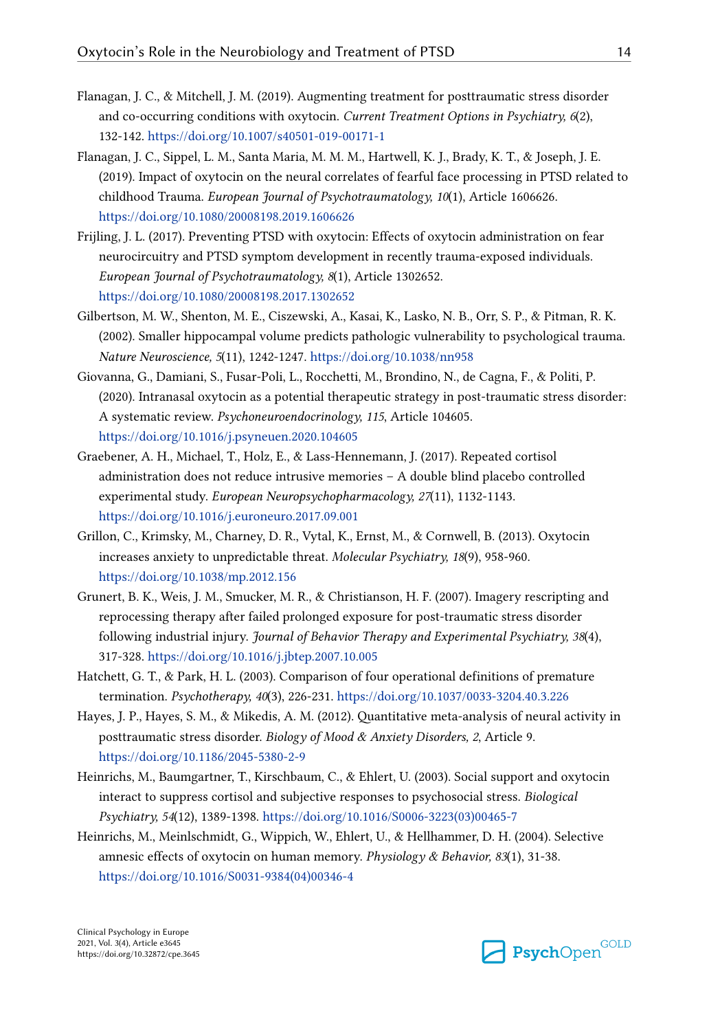Flanagan, J. C., & Mitchell, J. M. (2019). Augmenting treatment for posttraumatic stress disorder and co-occurring conditions with oxytocin. *Current Treatment Options in Psychiatry, 6*(2), 132-142. https://doi.org/10.1007/s40501-019-00171-1

Flanagan, J. C., Sippel, L. M., Santa Maria, M. M. M., Hartwell, K. J., Brady, K. T., & Joseph, J. E. (2019). Impact of oxytocin on the neural correlates of fearful face processing in PTSD related to childhood Trauma. *European Journal of Psychotraumatology, 10*(1), Article 1606626. https://doi.org/10.1080/20008198.2019.1606626

Frijling, J. L. (2017). Preventing PTSD with oxytocin: Effects of oxytocin administration on fear neurocircuitry and PTSD symptom development in recently trauma-exposed individuals. *European Journal of Psychotraumatology, 8*(1), Article 1302652. https://doi.org/10.1080/20008198.2017.1302652

Gilbertson, M. W., Shenton, M. E., Ciszewski, A., Kasai, K., Lasko, N. B., Orr, S. P., & Pitman, R. K. (2002). Smaller hippocampal volume predicts pathologic vulnerability to psychological trauma. *Nature Neuroscience, 5*(11), 1242-1247. https://doi.org/10.1038/nn958

Giovanna, G., Damiani, S., Fusar-Poli, L., Rocchetti, M., Brondino, N., de Cagna, F., & Politi, P. (2020). Intranasal oxytocin as a potential therapeutic strategy in post-traumatic stress disorder: A systematic review. *Psychoneuroendocrinology, 115*, Article 104605. https://doi.org/10.1016/j.psyneuen.2020.104605

Graebener, A. H., Michael, T., Holz, E., & Lass-Hennemann, J. (2017). Repeated cortisol administration does not reduce intrusive memories – A double blind placebo controlled experimental study. *European Neuropsychopharmacology, 27*(11), 1132-1143. https://doi.org/10.1016/j.euroneuro.2017.09.001

Grillon, C., Krimsky, M., Charney, D. R., Vytal, K., Ernst, M., & Cornwell, B. (2013). Oxytocin increases anxiety to unpredictable threat. *Molecular Psychiatry, 18*(9), 958-960. https://doi.org/10.1038/mp.2012.156

Grunert, B. K., Weis, J. M., Smucker, M. R., & Christianson, H. F. (2007). Imagery rescripting and reprocessing therapy after failed prolonged exposure for post-traumatic stress disorder following industrial injury. *Journal of Behavior Therapy and Experimental Psychiatry, 38*(4), 317-328. https://doi.org/10.1016/j.jbtep.2007.10.005

Hatchett, G. T., & Park, H. L. (2003). Comparison of four operational definitions of premature termination. *Psychotherapy, 40*(3), 226-231. https://doi.org/10.1037/0033-3204.40.3.226

Hayes, J. P., Hayes, S. M., & Mikedis, A. M. (2012). Quantitative meta-analysis of neural activity in posttraumatic stress disorder. *Biology of Mood & Anxiety Disorders, 2*, Article 9. https://doi.org/10.1186/2045-5380-2-9

Heinrichs, M., Baumgartner, T., Kirschbaum, C., & Ehlert, U. (2003). Social support and oxytocin interact to suppress cortisol and subjective responses to psychosocial stress. *Biological Psychiatry, 54*(12), 1389-1398. https://doi.org/10.1016/S0006-3223(03)00465-7

Heinrichs, M., Meinlschmidt, G., Wippich, W., Ehlert, U., & Hellhammer, D. H. (2004). Selective amnesic effects of oxytocin on human memory. *Physiology & Behavior, 83*(1), 31-38. https://doi.org/10.1016/S0031-9384(04)00346-4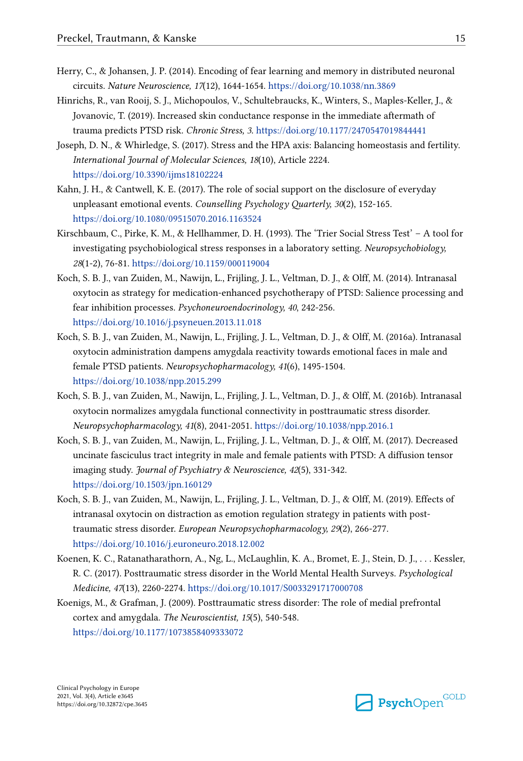Herry, C., & Johansen, J. P. (2014). Encoding of fear learning and memory in distributed neuronal circuits. *Nature Neuroscience, 17*(12), 1644-1654. https://doi.org/10.1038/nn.3869

Hinrichs, R., van Rooij, S. J., Michopoulos, V., Schultebraucks, K., Winters, S., Maples-Keller, J., & Jovanovic, T. (2019). Increased skin conductance response in the immediate aftermath of trauma predicts PTSD risk. *Chronic Stress, 3*. https://doi.org/10.1177/2470547019844441

Joseph, D. N., & Whirledge, S. (2017). Stress and the HPA axis: Balancing homeostasis and fertility. *International Journal of Molecular Sciences, 18*(10), Article 2224. https://doi.org/10.3390/ijms18102224

Kahn, J. H., & Cantwell, K. E. (2017). The role of social support on the disclosure of everyday unpleasant emotional events. *Counselling Psychology Quarterly, 30*(2), 152-165. https://doi.org/10.1080/09515070.2016.1163524

Kirschbaum, C., Pirke, K. M., & Hellhammer, D. H. (1993). The 'Trier Social Stress Test' – A tool for investigating psychobiological stress responses in a laboratory setting. *Neuropsychobiology, 28*(1-2), 76-81. https://doi.org/10.1159/000119004

Koch, S. B. J., van Zuiden, M., Nawijn, L., Frijling, J. L., Veltman, D. J., & Olff, M. (2014). Intranasal oxytocin as strategy for medication-enhanced psychotherapy of PTSD: Salience processing and fear inhibition processes. *Psychoneuroendocrinology, 40*, 242-256. https://doi.org/10.1016/j.psyneuen.2013.11.018

Koch, S. B. J., van Zuiden, M., Nawijn, L., Frijling, J. L., Veltman, D. J., & Olff, M. (2016a). Intranasal oxytocin administration dampens amygdala reactivity towards emotional faces in male and female PTSD patients. *Neuropsychopharmacology, 41*(6), 1495-1504. https://doi.org/10.1038/npp.2015.299

Koch, S. B. J., van Zuiden, M., Nawijn, L., Frijling, J. L., Veltman, D. J., & Olff, M. (2016b). Intranasal oxytocin normalizes amygdala functional connectivity in posttraumatic stress disorder. *Neuropsychopharmacology, 41*(8), 2041-2051. https://doi.org/10.1038/npp.2016.1

Koch, S. B. J., van Zuiden, M., Nawijn, L., Frijling, J. L., Veltman, D. J., & Olff, M. (2017). Decreased uncinate fasciculus tract integrity in male and female patients with PTSD: A diffusion tensor imaging study. *Journal of Psychiatry & Neuroscience, 42*(5), 331-342. https://doi.org/10.1503/jpn.160129

Koch, S. B. J., van Zuiden, M., Nawijn, L., Frijling, J. L., Veltman, D. J., & Olff, M. (2019). Effects of intranasal oxytocin on distraction as emotion regulation strategy in patients with post-traumatic stress disorder. *European Neuropsychopharmacology, 29*(2), 266-277. https://doi.org/10.1016/j.euroneuro.2018.12.002

Koenen, K. C., Ratanatharathorn, A., Ng, L., McLaughlin, K. A., Bromet, E. J., Stein, D. J., . . . Kessler, R. C. (2017). Posttraumatic stress disorder in the World Mental Health Surveys. *Psychological Medicine, 47*(13), 2260-2274. https://doi.org/10.1017/S0033291717000708

Koenigs, M., & Grafman, J. (2009). Posttraumatic stress disorder: The role of medial prefrontal cortex and amygdala. *The Neuroscientist, 15*(5), 540-548. https://doi.org/10.1177/1073858409333072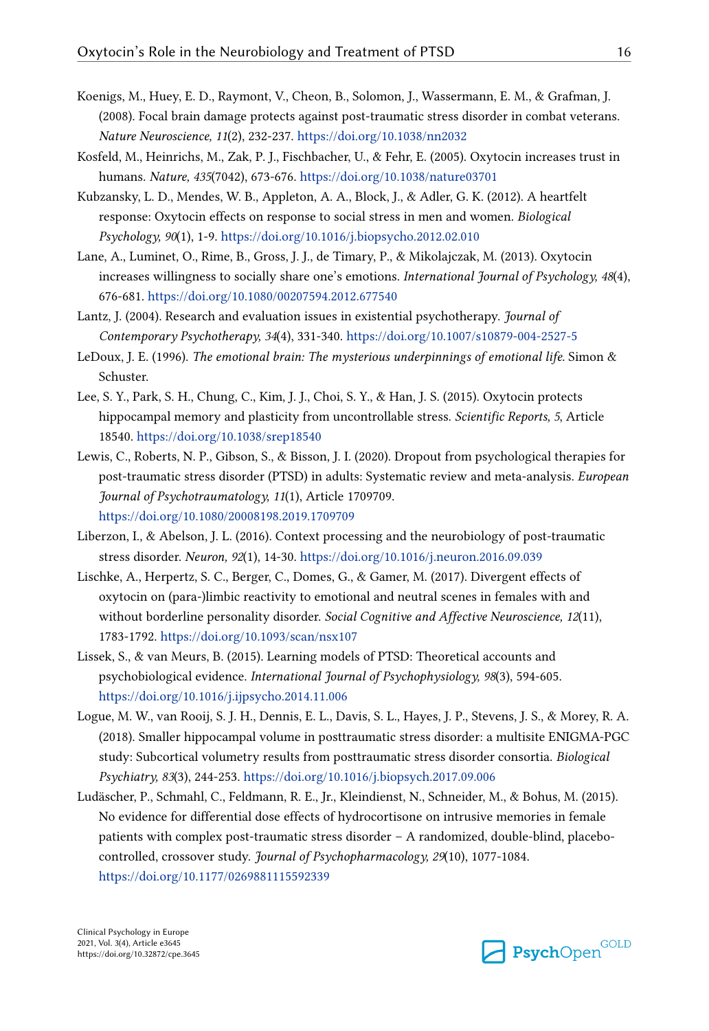Koenigs, M., Huey, E. D., Raymont, V., Cheon, B., Solomon, J., Wassermann, E. M., & Grafman, J. (2008). Focal brain damage protects against post-traumatic stress disorder in combat veterans. *Nature Neuroscience, 11*(2), 232-237. https://doi.org/10.1038/nn2032

Kosfeld, M., Heinrichs, M., Zak, P. J., Fischbacher, U., & Fehr, E. (2005). Oxytocin increases trust in humans. *Nature, 435*(7042), 673-676. https://doi.org/10.1038/nature03701

Kubzansky, L. D., Mendes, W. B., Appleton, A. A., Block, J., & Adler, G. K. (2012). A heartfelt response: Oxytocin effects on response to social stress in men and women. *Biological Psychology, 90*(1), 1-9. https://doi.org/10.1016/j.biopsycho.2012.02.010

Lane, A., Luminet, O., Rime, B., Gross, J. J., de Timary, P., & Mikolajczak, M. (2013). Oxytocin increases willingness to socially share one's emotions. *International Journal of Psychology, 48*(4), 676-681. https://doi.org/10.1080/00207594.2012.677540

Lantz, J. (2004). Research and evaluation issues in existential psychotherapy. *Journal of Contemporary Psychotherapy, 34*(4), 331-340. https://doi.org/10.1007/s10879-004-2527-5

LeDoux, J. E. (1996). *The emotional brain: The mysterious underpinnings of emotional life.* Simon & Schuster.

Lee, S. Y., Park, S. H., Chung, C., Kim, J. J., Choi, S. Y., & Han, J. S. (2015). Oxytocin protects hippocampal memory and plasticity from uncontrollable stress. *Scientific Reports, 5*, Article 18540. https://doi.org/10.1038/srep18540

Lewis, C., Roberts, N. P., Gibson, S., & Bisson, J. I. (2020). Dropout from psychological therapies for post-traumatic stress disorder (PTSD) in adults: Systematic review and meta-analysis. *European Journal of Psychotraumatology, 11*(1), Article 1709709. https://doi.org/10.1080/20008198.2019.1709709

Liberzon, I., & Abelson, J. L. (2016). Context processing and the neurobiology of post-traumatic stress disorder. *Neuron, 92*(1), 14-30. https://doi.org/10.1016/j.neuron.2016.09.039

Lischke, A., Herpertz, S. C., Berger, C., Domes, G., & Gamer, M. (2017). Divergent effects of oxytocin on (para-)limbic reactivity to emotional and neutral scenes in females with and without borderline personality disorder. *Social Cognitive and Affective Neuroscience, 12*(11), 1783-1792. https://doi.org/10.1093/scan/nsx107

Lissek, S., & van Meurs, B. (2015). Learning models of PTSD: Theoretical accounts and psychobiological evidence. *International Journal of Psychophysiology, 98*(3), 594-605. https://doi.org/10.1016/j.ijpsycho.2014.11.006

Logue, M. W., van Rooij, S. J. H., Dennis, E. L., Davis, S. L., Hayes, J. P., Stevens, J. S., & Morey, R. A. (2018). Smaller hippocampal volume in posttraumatic stress disorder: a multisite ENIGMA-PGC study: Subcortical volumetry results from posttraumatic stress disorder consortia. *Biological Psychiatry, 83*(3), 244-253. https://doi.org/10.1016/j.biopsych.2017.09.006

Ludäscher, P., Schmahl, C., Feldmann, R. E., Jr., Kleindienst, N., Schneider, M., & Bohus, M. (2015). No evidence for differential dose effects of hydrocortisone on intrusive memories in female patients with complex post-traumatic stress disorder – A randomized, double-blind, placebo-controlled, crossover study. *Journal of Psychopharmacology, 29*(10), 1077-1084. https://doi.org/10.1177/0269881115592339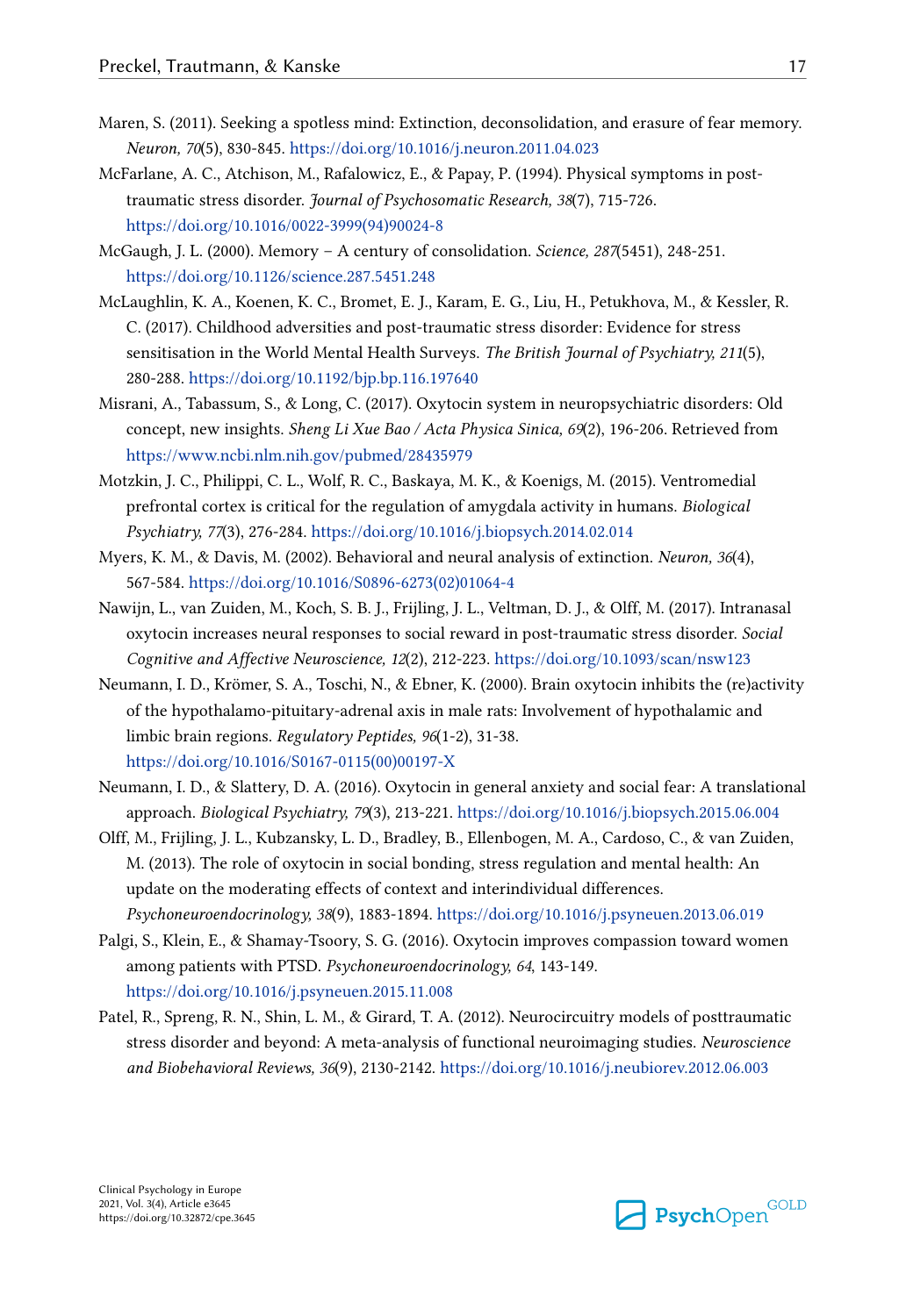Maren, S. (2011). Seeking a spotless mind: Extinction, deconsolidation, and erasure of fear memory. *Neuron, 70*(5), 830-845. https://doi.org/10.1016/j.neuron.2011.04.023

McFarlane, A. C., Atchison, M., Rafalowicz, E., & Papay, P. (1994). Physical symptoms in post-traumatic stress disorder. *Journal of Psychosomatic Research, 38*(7), 715-726. https://doi.org/10.1016/0022-3999(94)90024-8

McGaugh, J. L. (2000). Memory – A century of consolidation. *Science, 287*(5451), 248-251. https://doi.org/10.1126/science.287.5451.248

McLaughlin, K. A., Koenen, K. C., Bromet, E. J., Karam, E. G., Liu, H., Petukhova, M., & Kessler, R. C. (2017). Childhood adversities and post-traumatic stress disorder: Evidence for stress sensitisation in the World Mental Health Surveys. *The British Journal of Psychiatry, 211*(5), 280-288. https://doi.org/10.1192/bjp.bp.116.197640

Misrani, A., Tabassum, S., & Long, C. (2017). Oxytocin system in neuropsychiatric disorders: Old concept, new insights. *Sheng Li Xue Bao / Acta Physica Sinica, 69*(2), 196-206. Retrieved from https://www.ncbi.nlm.nih.gov/pubmed/28435979

Motzkin, J. C., Philippi, C. L., Wolf, R. C., Baskaya, M. K., & Koenigs, M. (2015). Ventromedial prefrontal cortex is critical for the regulation of amygdala activity in humans. *Biological Psychiatry, 77*(3), 276-284. https://doi.org/10.1016/j.biopsych.2014.02.014

Myers, K. M., & Davis, M. (2002). Behavioral and neural analysis of extinction. *Neuron, 36*(4), 567-584. https://doi.org/10.1016/S0896-6273(02)01064-4

Nawijn, L., van Zuiden, M., Koch, S. B. J., Frijling, J. L., Veltman, D. J., & Olff, M. (2017). Intranasal oxytocin increases neural responses to social reward in post-traumatic stress disorder. *Social Cognitive and Affective Neuroscience, 12*(2), 212-223. https://doi.org/10.1093/scan/nsw123

Neumann, I. D., Krömer, S. A., Toschi, N., & Ebner, K. (2000). Brain oxytocin inhibits the (re)activity of the hypothalamo-pituitary-adrenal axis in male rats: Involvement of hypothalamic and limbic brain regions. *Regulatory Peptides, 96*(1-2), 31-38. https://doi.org/10.1016/S0167-0115(00)00197-X

Neumann, I. D., & Slattery, D. A. (2016). Oxytocin in general anxiety and social fear: A translational approach. *Biological Psychiatry, 79*(3), 213-221. https://doi.org/10.1016/j.biopsych.2015.06.004

Olff, M., Frijling, J. L., Kubzansky, L. D., Bradley, B., Ellenbogen, M. A., Cardoso, C., & van Zuiden, M. (2013). The role of oxytocin in social bonding, stress regulation and mental health: An update on the moderating effects of context and interindividual differences. *Psychoneuroendocrinology, 38*(9), 1883-1894. https://doi.org/10.1016/j.psyneuen.2013.06.019

Palgi, S., Klein, E., & Shamay-Tsoory, S. G. (2016). Oxytocin improves compassion toward women among patients with PTSD. *Psychoneuroendocrinology, 64*, 143-149. https://doi.org/10.1016/j.psyneuen.2015.11.008

Patel, R., Spreng, R. N., Shin, L. M., & Girard, T. A. (2012). Neurocircuitry models of posttraumatic stress disorder and beyond: A meta-analysis of functional neuroimaging studies. *Neuroscience and Biobehavioral Reviews, 36*(9), 2130-2142. https://doi.org/10.1016/j.neubiorev.2012.06.003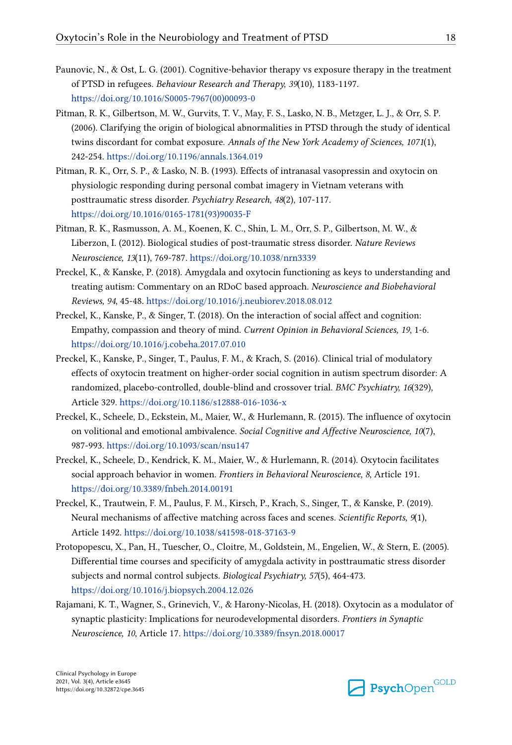Paunovic, N., & Ost, L. G. (2001). Cognitive-behavior therapy vs exposure therapy in the treatment of PTSD in refugees. *Behaviour Research and Therapy, 39*(10), 1183-1197. https://doi.org/10.1016/S0005-7967(00)00093-0

Pitman, R. K., Gilbertson, M. W., Gurvits, T. V., May, F. S., Lasko, N. B., Metzger, L. J., & Orr, S. P. (2006). Clarifying the origin of biological abnormalities in PTSD through the study of identical twins discordant for combat exposure. *Annals of the New York Academy of Sciences, 1071*(1), 242-254. https://doi.org/10.1196/annals.1364.019

Pitman, R. K., Orr, S. P., & Lasko, N. B. (1993). Effects of intranasal vasopressin and oxytocin on physiologic responding during personal combat imagery in Vietnam veterans with posttraumatic stress disorder. *Psychiatry Research, 48*(2), 107-117. https://doi.org/10.1016/0165-1781(93)90035-F

Pitman, R. K., Rasmusson, A. M., Koenen, K. C., Shin, L. M., Orr, S. P., Gilbertson, M. W., & Liberzon, I. (2012). Biological studies of post-traumatic stress disorder. *Nature Reviews Neuroscience, 13*(11), 769-787. https://doi.org/10.1038/nrn3339

Preckel, K., & Kanske, P. (2018). Amygdala and oxytocin functioning as keys to understanding and treating autism: Commentary on an RDoC based approach. *Neuroscience and Biobehavioral Reviews, 94*, 45-48. https://doi.org/10.1016/j.neubiorev.2018.08.012

Preckel, K., Kanske, P., & Singer, T. (2018). On the interaction of social affect and cognition: Empathy, compassion and theory of mind. *Current Opinion in Behavioral Sciences, 19*, 1-6. https://doi.org/10.1016/j.cobeha.2017.07.010

Preckel, K., Kanske, P., Singer, T., Paulus, F. M., & Krach, S. (2016). Clinical trial of modulatory effects of oxytocin treatment on higher-order social cognition in autism spectrum disorder: A randomized, placebo-controlled, double-blind and crossover trial. *BMC Psychiatry, 16*(329), Article 329. https://doi.org/10.1186/s12888-016-1036-x

Preckel, K., Scheele, D., Eckstein, M., Maier, W., & Hurlemann, R. (2015). The influence of oxytocin on volitional and emotional ambivalence. *Social Cognitive and Affective Neuroscience, 10*(7), 987-993. https://doi.org/10.1093/scan/nsu147

Preckel, K., Scheele, D., Kendrick, K. M., Maier, W., & Hurlemann, R. (2014). Oxytocin facilitates social approach behavior in women. *Frontiers in Behavioral Neuroscience, 8*, Article 191. https://doi.org/10.3389/fnbeh.2014.00191

Preckel, K., Trautwein, F. M., Paulus, F. M., Kirsch, P., Krach, S., Singer, T., & Kanske, P. (2019). Neural mechanisms of affective matching across faces and scenes. *Scientific Reports, 9*(1), Article 1492. https://doi.org/10.1038/s41598-018-37163-9

Protopopescu, X., Pan, H., Tuescher, O., Cloitre, M., Goldstein, M., Engelien, W., & Stern, E. (2005). Differential time courses and specificity of amygdala activity in posttraumatic stress disorder subjects and normal control subjects. *Biological Psychiatry, 57*(5), 464-473. https://doi.org/10.1016/j.biopsych.2004.12.026

Rajamani, K. T., Wagner, S., Grinevich, V., & Harony-Nicolas, H. (2018). Oxytocin as a modulator of synaptic plasticity: Implications for neurodevelopmental disorders. *Frontiers in Synaptic Neuroscience, 10*, Article 17. https://doi.org/10.3389/fnsyn.2018.00017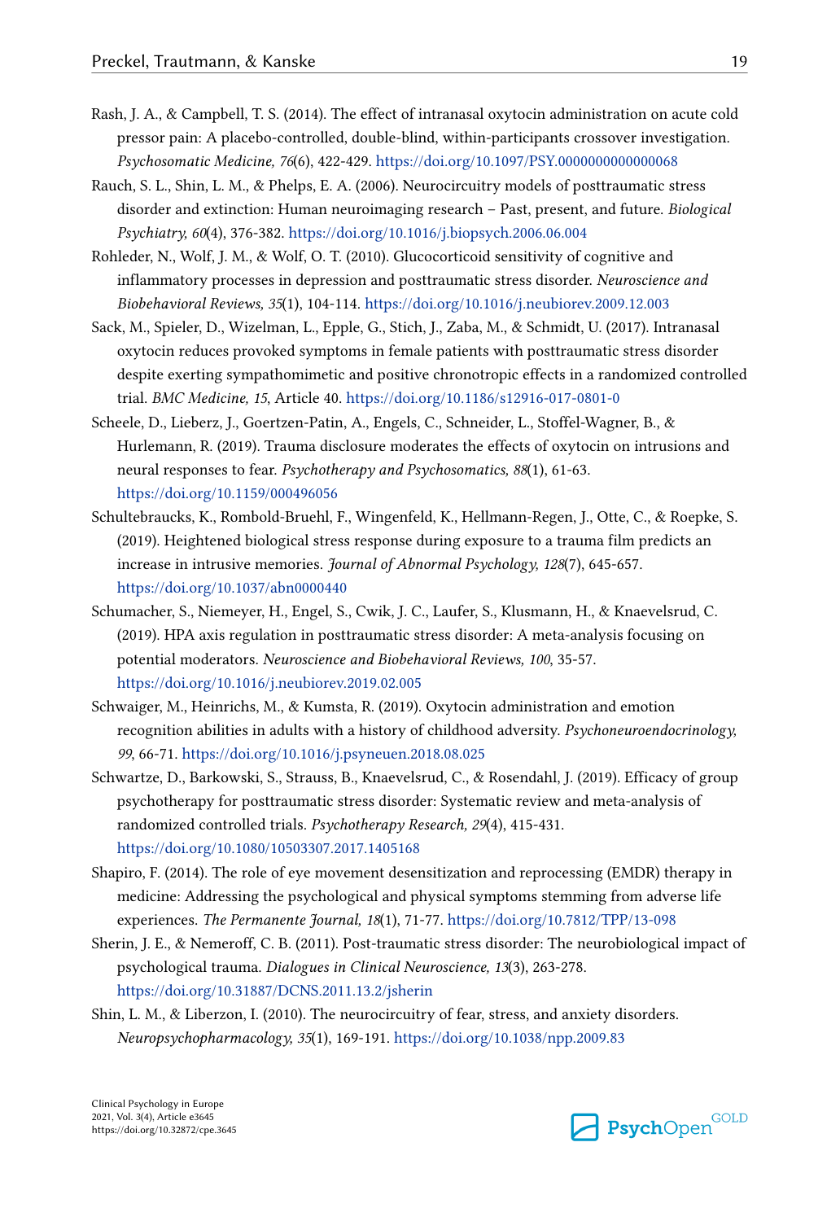Rash, J. A., & Campbell, T. S. (2014). The effect of intranasal oxytocin administration on acute cold pressor pain: A placebo-controlled, double-blind, within-participants crossover investigation. *Psychosomatic Medicine, 76*(6), 422-429. https://doi.org/10.1097/PSY.0000000000000068

Rauch, S. L., Shin, L. M., & Phelps, E. A. (2006). Neurocircuitry models of posttraumatic stress disorder and extinction: Human neuroimaging research – Past, present, and future. *Biological Psychiatry, 60*(4), 376-382. https://doi.org/10.1016/j.biopsych.2006.06.004

Rohleder, N., Wolf, J. M., & Wolf, O. T. (2010). Glucocorticoid sensitivity of cognitive and inflammatory processes in depression and posttraumatic stress disorder. *Neuroscience and Biobehavioral Reviews, 35*(1), 104-114. https://doi.org/10.1016/j.neubiorev.2009.12.003

Sack, M., Spieler, D., Wizelman, L., Epple, G., Stich, J., Zaba, M., & Schmidt, U. (2017). Intranasal oxytocin reduces provoked symptoms in female patients with posttraumatic stress disorder despite exerting sympathomimetic and positive chronotropic effects in a randomized controlled trial. *BMC Medicine, 15*, Article 40. https://doi.org/10.1186/s12916-017-0801-0

Scheele, D., Lieberz, J., Goertzen-Patin, A., Engels, C., Schneider, L., Stoffel-Wagner, B., & Hurlemann, R. (2019). Trauma disclosure moderates the effects of oxytocin on intrusions and neural responses to fear. *Psychotherapy and Psychosomatics, 88*(1), 61-63. https://doi.org/10.1159/000496056

Schultebraucks, K., Rombold-Bruehl, F., Wingenfeld, K., Hellmann-Regen, J., Otte, C., & Roepke, S. (2019). Heightened biological stress response during exposure to a trauma film predicts an increase in intrusive memories. *Journal of Abnormal Psychology, 128*(7), 645-657. https://doi.org/10.1037/abn0000440

Schumacher, S., Niemeyer, H., Engel, S., Cwik, J. C., Laufer, S., Klusmann, H., & Knaevelsrud, C. (2019). HPA axis regulation in posttraumatic stress disorder: A meta-analysis focusing on potential moderators. *Neuroscience and Biobehavioral Reviews, 100*, 35-57. https://doi.org/10.1016/j.neubiorev.2019.02.005

Schwaiger, M., Heinrichs, M., & Kumsta, R. (2019). Oxytocin administration and emotion recognition abilities in adults with a history of childhood adversity. *Psychoneuroendocrinology, 99*, 66-71. https://doi.org/10.1016/j.psyneuen.2018.08.025

Schwartze, D., Barkowski, S., Strauss, B., Knaevelsrud, C., & Rosendahl, J. (2019). Efficacy of group psychotherapy for posttraumatic stress disorder: Systematic review and meta-analysis of randomized controlled trials. *Psychotherapy Research, 29*(4), 415-431. https://doi.org/10.1080/10503307.2017.1405168

Shapiro, F. (2014). The role of eye movement desensitization and reprocessing (EMDR) therapy in medicine: Addressing the psychological and physical symptoms stemming from adverse life experiences. *The Permanente Journal, 18*(1), 71-77. https://doi.org/10.7812/TPP/13-098

Sherin, J. E., & Nemeroff, C. B. (2011). Post-traumatic stress disorder: The neurobiological impact of psychological trauma. *Dialogues in Clinical Neuroscience, 13*(3), 263-278. https://doi.org/10.31887/DCNS.2011.13.2/jsherin

Shin, L. M., & Liberzon, I. (2010). The neurocircuitry of fear, stress, and anxiety disorders. *Neuropsychopharmacology, 35*(1), 169-191. https://doi.org/10.1038/npp.2009.83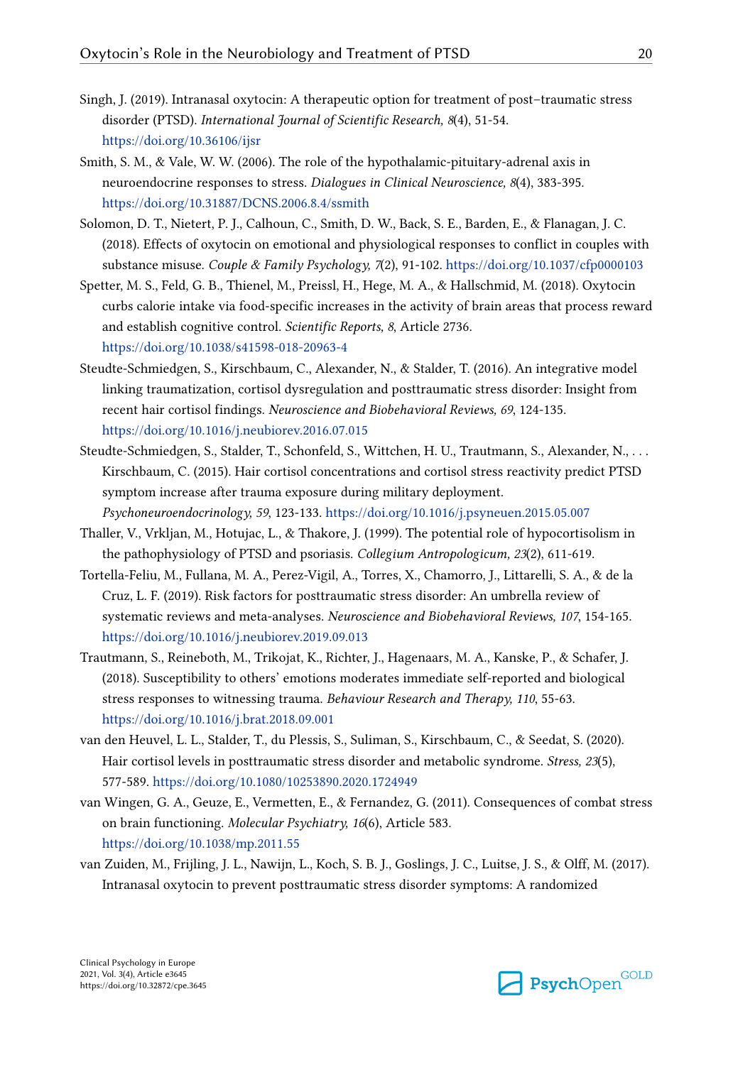Singh, J. (2019). Intranasal oxytocin: A therapeutic option for treatment of post–traumatic stress disorder (PTSD). *International Journal of Scientific Research, 8*(4), 51-54. https://doi.org/10.36106/ijsr

Smith, S. M., & Vale, W. W. (2006). The role of the hypothalamic-pituitary-adrenal axis in neuroendocrine responses to stress. *Dialogues in Clinical Neuroscience, 8*(4), 383-395. https://doi.org/10.31887/DCNS.2006.8.4/ssmith

Solomon, D. T., Nietert, P. J., Calhoun, C., Smith, D. W., Back, S. E., Barden, E., & Flanagan, J. C. (2018). Effects of oxytocin on emotional and physiological responses to conflict in couples with substance misuse. *Couple & Family Psychology, 7*(2), 91-102. https://doi.org/10.1037/cfp0000103

Spetter, M. S., Feld, G. B., Thienel, M., Preissl, H., Hege, M. A., & Hallschmid, M. (2018). Oxytocin curbs calorie intake via food-specific increases in the activity of brain areas that process reward and establish cognitive control. *Scientific Reports, 8*, Article 2736. https://doi.org/10.1038/s41598-018-20963-4

Steudte-Schmiedgen, S., Kirschbaum, C., Alexander, N., & Stalder, T. (2016). An integrative model linking traumatization, cortisol dysregulation and posttraumatic stress disorder: Insight from recent hair cortisol findings. *Neuroscience and Biobehavioral Reviews, 69*, 124-135. https://doi.org/10.1016/j.neubiorev.2016.07.015

Steudte-Schmiedgen, S., Stalder, T., Schonfeld, S., Wittchen, H. U., Trautmann, S., Alexander, N., . . . Kirschbaum, C. (2015). Hair cortisol concentrations and cortisol stress reactivity predict PTSD symptom increase after trauma exposure during military deployment. *Psychoneuroendocrinology, 59*, 123-133. https://doi.org/10.1016/j.psyneuen.2015.05.007

Thaller, V., Vrkljan, M., Hotujac, L., & Thakore, J. (1999). The potential role of hypocortisolism in the pathophysiology of PTSD and psoriasis. *Collegium Antropologicum, 23*(2), 611-619.

Tortella-Feliu, M., Fullana, M. A., Perez-Vigil, A., Torres, X., Chamorro, J., Littarelli, S. A., & de la Cruz, L. F. (2019). Risk factors for posttraumatic stress disorder: An umbrella review of systematic reviews and meta-analyses. *Neuroscience and Biobehavioral Reviews, 107*, 154-165. https://doi.org/10.1016/j.neubiorev.2019.09.013

Trautmann, S., Reineboth, M., Trikojat, K., Richter, J., Hagenaars, M. A., Kanske, P., & Schafer, J. (2018). Susceptibility to others' emotions moderates immediate self-reported and biological stress responses to witnessing trauma. *Behaviour Research and Therapy, 110*, 55-63. https://doi.org/10.1016/j.brat.2018.09.001

van den Heuvel, L. L., Stalder, T., du Plessis, S., Suliman, S., Kirschbaum, C., & Seedat, S. (2020). Hair cortisol levels in posttraumatic stress disorder and metabolic syndrome. *Stress, 23*(5), 577-589. https://doi.org/10.1080/10253890.2020.1724949

van Wingen, G. A., Geuze, E., Vermetten, E., & Fernandez, G. (2011). Consequences of combat stress on brain functioning. *Molecular Psychiatry, 16*(6), Article 583. https://doi.org/10.1038/mp.2011.55

van Zuiden, M., Frijling, J. L., Nawijn, L., Koch, S. B. J., Goslings, J. C., Luitse, J. S., & Olff, M. (2017). Intranasal oxytocin to prevent posttraumatic stress disorder symptoms: A randomized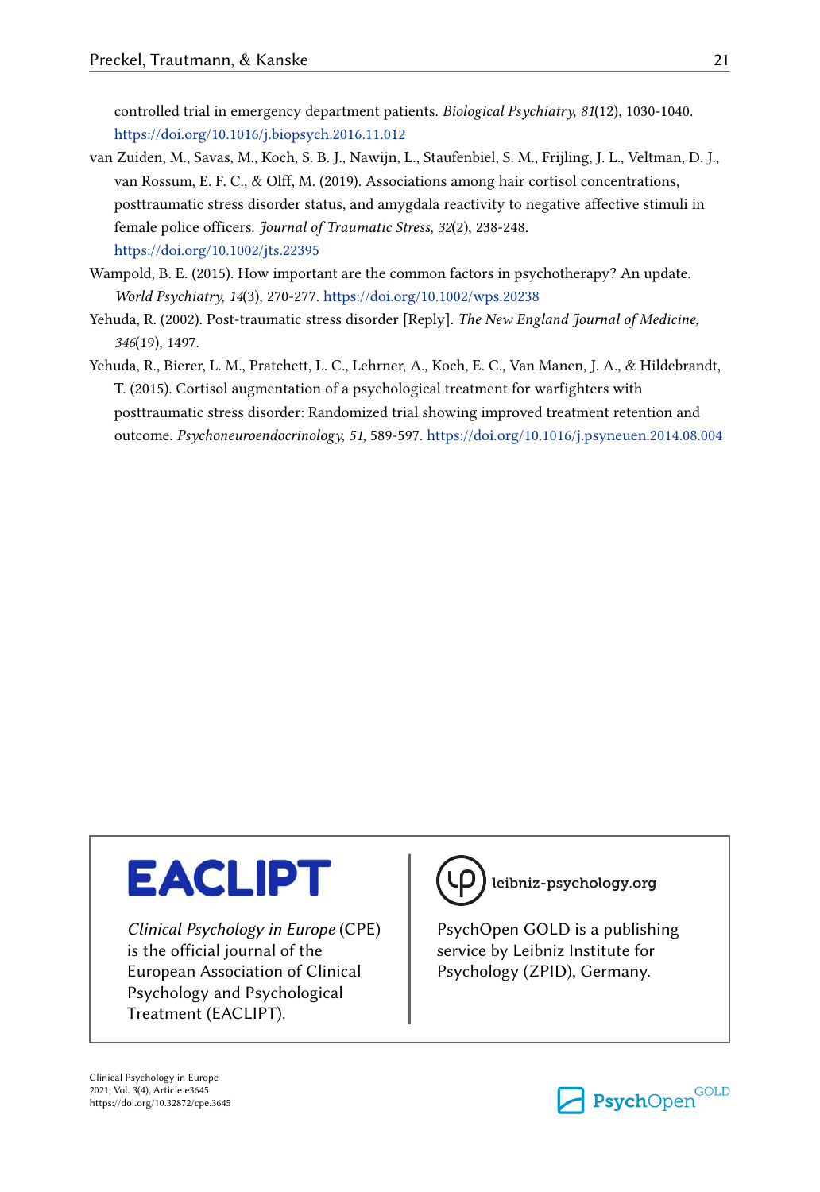controlled trial in emergency department patients. *Biological Psychiatry, 81*(12), 1030-1040. https://doi.org/10.1016/j.biopsych.2016.11.012

van Zuiden, M., Savas, M., Koch, S. B. J., Nawijn, L., Staufenbiel, S. M., Frijling, J. L., Veltman, D. J., van Rossum, E. F. C., & Olff, M. (2019). Associations among hair cortisol concentrations, posttraumatic stress disorder status, and amygdala reactivity to negative affective stimuli in female police officers. *Journal of Traumatic Stress, 32*(2), 238-248. https://doi.org/10.1002/jts.22395

Wampold, B. E. (2015). How important are the common factors in psychotherapy? An update. *World Psychiatry, 14*(3), 270-277. https://doi.org/10.1002/wps.20238

Yehuda, R. (2002). Post-traumatic stress disorder [Reply]. *The New England Journal of Medicine, 346*(19), 1497.

Yehuda, R., Bierer, L. M., Pratchett, L. C., Lehrner, A., Koch, E. C., Van Manen, J. A., & Hildebrandt, T. (2015). Cortisol augmentation of a psychological treatment for warfighters with posttraumatic stress disorder: Randomized trial showing improved treatment retention and outcome. *Psychoneuroendocrinology, 51*, 589-597. https://doi.org/10.1016/j.psyneuen.2014.08.004

EACLIPT

*Clinical Psychology in Europe* (CPE) is the official journal of the European Association of Clinical Psychology and Psychological Treatment (EACLIPT).

leibniz-psychology.org

PsychOpen GOLD is a publishing service by Leibniz Institute for Psychology (ZPID), Germany.